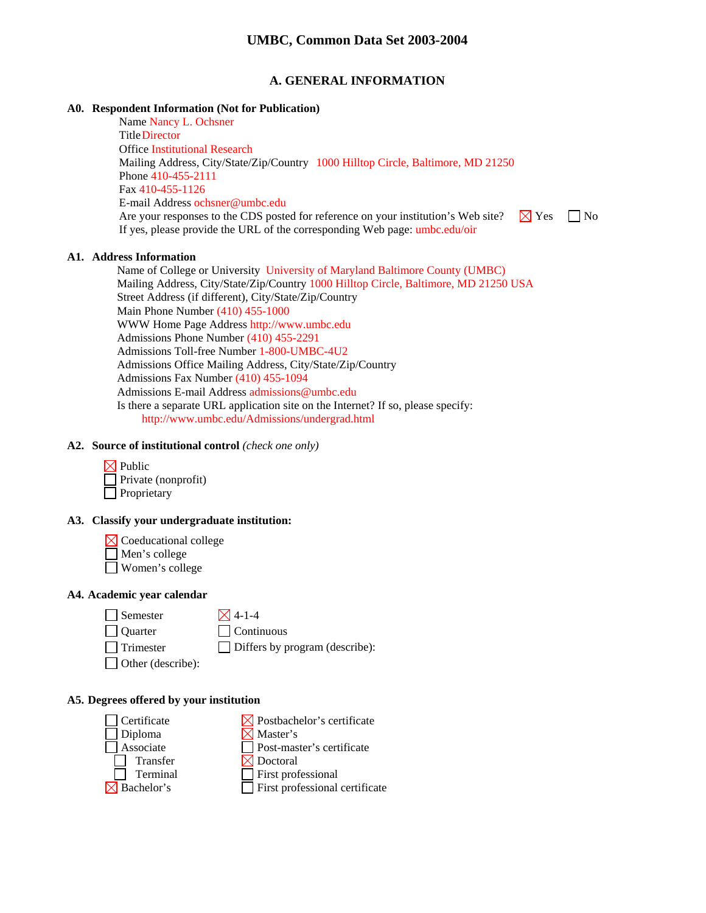# UMBC, Common Data Set 2003-2004

## A. GENERAL INFORMATION

**A0. Respondent Information (Not for Publication)**

Name Nancy L. Ochsner
Title Director
Office Institutional Research
Mailing Address, City/State/Zip/Country 1000 Hilltop Circle, Baltimore, MD 21250
Phone 410-455-2111
Fax 410-455-1126
E-mail Address ochsner@umbc.edu
Are your responses to the CDS posted for reference on your institution's Web site? ☒ Yes ☐ No
If yes, please provide the URL of the corresponding Web page: umbc.edu/oir

**A1. Address Information**

Name of College or University University of Maryland Baltimore County (UMBC)
Mailing Address, City/State/Zip/Country 1000 Hilltop Circle, Baltimore, MD 21250 USA
Street Address (if different), City/State/Zip/Country
Main Phone Number (410) 455-1000
WWW Home Page Address http://www.umbc.edu
Admissions Phone Number (410) 455-2291
Admissions Toll-free Number 1-800-UMBC-4U2
Admissions Office Mailing Address, City/State/Zip/Country
Admissions Fax Number (410) 455-1094
Admissions E-mail Address admissions@umbc.edu
Is there a separate URL application site on the Internet? If so, please specify:
http://www.umbc.edu/Admissions/undergrad.html

**A2. Source of institutional control** *(check one only)*

☒ Public
☐ Private (nonprofit)
☐ Proprietary

**A3. Classify your undergraduate institution:**

☒ Coeducational college
☐ Men's college
☐ Women's college

**A4. Academic year calendar**

☐ Semester
☐ Quarter
☐ Trimester
☐ Other (describe):
☒ 4-1-4
☐ Continuous
☐ Differs by program (describe):

**A5. Degrees offered by your institution**

☐ Certificate
☐ Diploma
☐ Associate
  ☐ Transfer
  ☐ Terminal
☒ Bachelor's
☒ Postbachelor's certificate
☒ Master's
☐ Post-master's certificate
☒ Doctoral
☐ First professional
☐ First professional certificate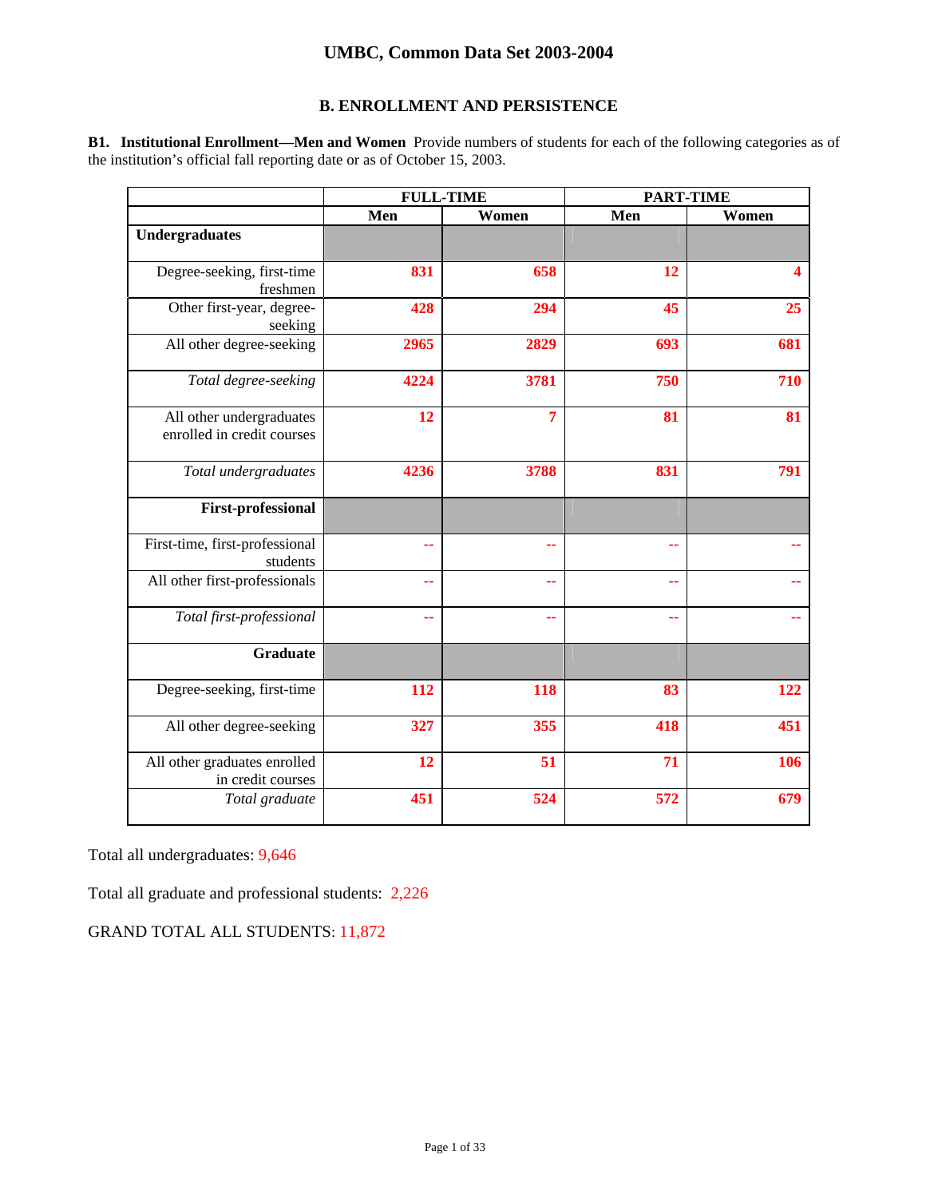# UMBC, Common Data Set 2003-2004

## B. ENROLLMENT AND PERSISTENCE

**B1. Institutional Enrollment—Men and Women** Provide numbers of students for each of the following categories as of the institution's official fall reporting date or as of October 15, 2003.

| | FULL-TIME | | PART-TIME | |
|---|---|---|---|---|
| | **Men** | **Women** | **Men** | **Women** |
| **Undergraduates** | | | | |
| Degree-seeking, first-time freshmen | 831 | 658 | 12 | 4 |
| Other first-year, degree-seeking | 428 | 294 | 45 | 25 |
| All other degree-seeking | 2965 | 2829 | 693 | 681 |
| *Total degree-seeking* | 4224 | 3781 | 750 | 710 |
| All other undergraduates enrolled in credit courses | 12 | 7 | 81 | 81 |
| *Total undergraduates* | 4236 | 3788 | 831 | 791 |
| **First-professional** | | | | |
| First-time, first-professional students | -- | -- | -- | -- |
| All other first-professionals | -- | -- | -- | -- |
| *Total first-professional* | -- | -- | -- | -- |
| **Graduate** | | | | |
| Degree-seeking, first-time | 112 | 118 | 83 | 122 |
| All other degree-seeking | 327 | 355 | 418 | 451 |
| All other graduates enrolled in credit courses | 12 | 51 | 71 | 106 |
| *Total graduate* | 451 | 524 | 572 | 679 |

Total all undergraduates: 9,646

Total all graduate and professional students: 2,226

GRAND TOTAL ALL STUDENTS: 11,872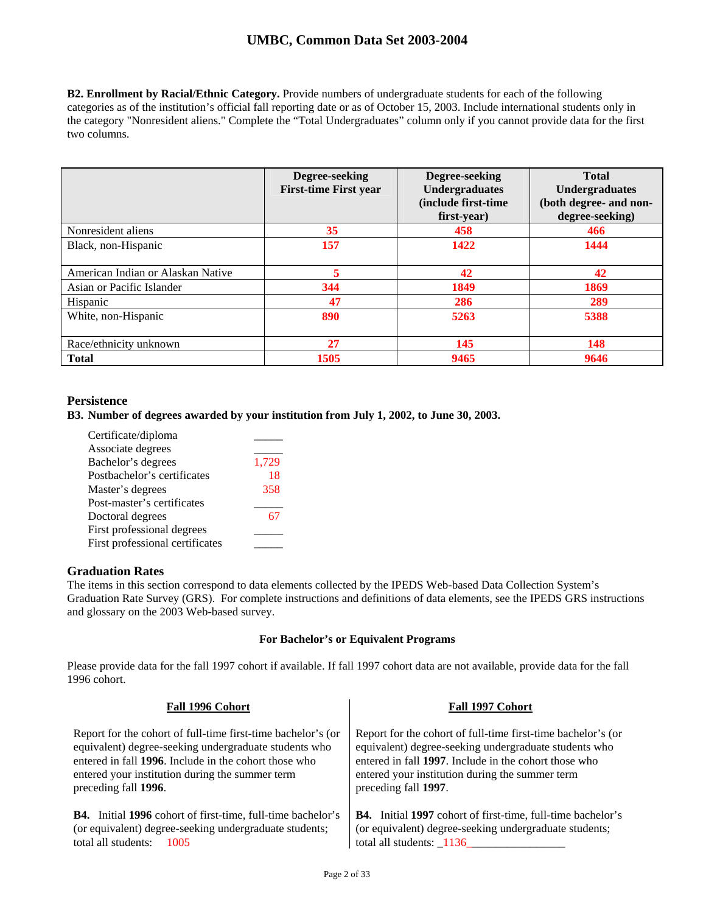**B2. Enrollment by Racial/Ethnic Category.** Provide numbers of undergraduate students for each of the following categories as of the institution's official fall reporting date or as of October 15, 2003. Include international students only in the category "Nonresident aliens." Complete the "Total Undergraduates" column only if you cannot provide data for the first two columns.

| | Degree-seeking First-time First year | Degree-seeking Undergraduates (include first-time first-year) | Total Undergraduates (both degree- and non-degree-seeking) |
|---|---|---|---|
| Nonresident aliens | 35 | 458 | 466 |
| Black, non-Hispanic | 157 | 1422 | 1444 |
| American Indian or Alaskan Native | 5 | 42 | 42 |
| Asian or Pacific Islander | 344 | 1849 | 1869 |
| Hispanic | 47 | 286 | 289 |
| White, non-Hispanic | 890 | 5263 | 5388 |
| Race/ethnicity unknown | 27 | 145 | 148 |
| **Total** | 1505 | 9465 | 9646 |

## Persistence

**B3. Number of degrees awarded by your institution from July 1, 2002, to June 30, 2003.**

| | |
|---|---|
| Certificate/diploma | _____ |
| Associate degrees | _____ |
| Bachelor's degrees | 1,729 |
| Postbachelor's certificates | 18 |
| Master's degrees | 358 |
| Post-master's certificates | _____ |
| Doctoral degrees | 67 |
| First professional degrees | _____ |
| First professional certificates | _____ |

## Graduation Rates

The items in this section correspond to data elements collected by the IPEDS Web-based Data Collection System's Graduation Rate Survey (GRS). For complete instructions and definitions of data elements, see the IPEDS GRS instructions and glossary on the 2003 Web-based survey.

### For Bachelor's or Equivalent Programs

Please provide data for the fall 1997 cohort if available. If fall 1997 cohort data are not available, provide data for the fall 1996 cohort.

**Fall 1996 Cohort**

Report for the cohort of full-time first-time bachelor's (or equivalent) degree-seeking undergraduate students who entered in fall **1996**. Include in the cohort those who entered your institution during the summer term preceding fall **1996**.

**B4.** Initial **1996** cohort of first-time, full-time bachelor's (or equivalent) degree-seeking undergraduate students; total all students: 1005

**Fall 1997 Cohort**

Report for the cohort of full-time first-time bachelor's (or equivalent) degree-seeking undergraduate students who entered in fall **1997**. Include in the cohort those who entered your institution during the summer term preceding fall **1997**.

**B4.** Initial **1997** cohort of first-time, full-time bachelor's (or equivalent) degree-seeking undergraduate students; total all students: _1136_________________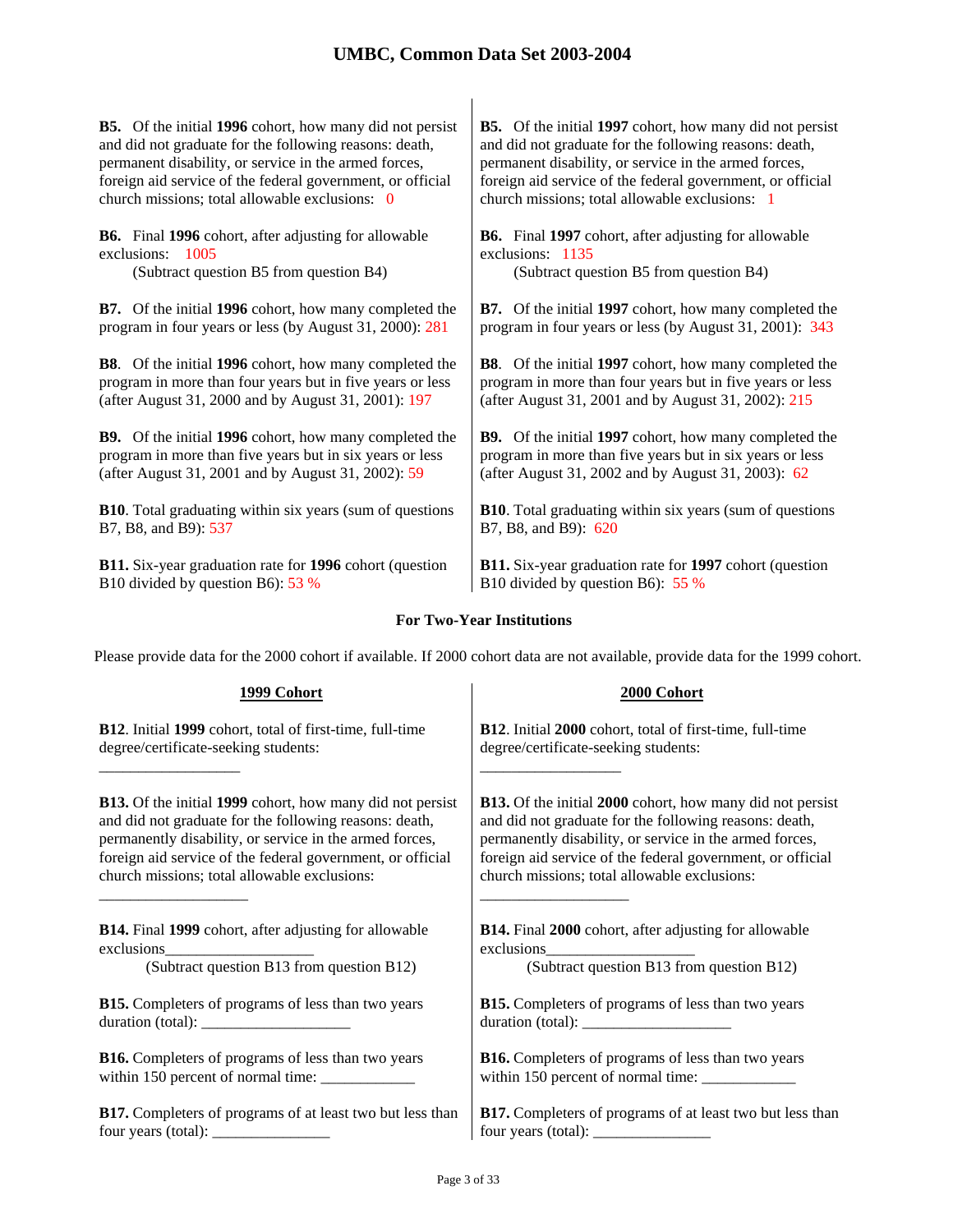**B5.** Of the initial **1996** cohort, how many did not persist and did not graduate for the following reasons: death, permanent disability, or service in the armed forces, foreign aid service of the federal government, or official church missions; total allowable exclusions: 0

**B6.** Final **1996** cohort, after adjusting for allowable exclusions: 1005
(Subtract question B5 from question B4)

**B7.** Of the initial **1996** cohort, how many completed the program in four years or less (by August 31, 2000): 281

**B8**. Of the initial **1996** cohort, how many completed the program in more than four years but in five years or less (after August 31, 2000 and by August 31, 2001): 197

**B9.** Of the initial **1996** cohort, how many completed the program in more than five years but in six years or less (after August 31, 2001 and by August 31, 2002): 59

**B10**. Total graduating within six years (sum of questions B7, B8, and B9): 537

**B11.** Six-year graduation rate for **1996** cohort (question B10 divided by question B6): 53 %

**B5.** Of the initial **1997** cohort, how many did not persist and did not graduate for the following reasons: death, permanent disability, or service in the armed forces, foreign aid service of the federal government, or official church missions; total allowable exclusions: 1

**B6.** Final **1997** cohort, after adjusting for allowable exclusions: 1135
(Subtract question B5 from question B4)

**B7.** Of the initial **1997** cohort, how many completed the program in four years or less (by August 31, 2001): 343

**B8**. Of the initial **1997** cohort, how many completed the program in more than four years but in five years or less (after August 31, 2001 and by August 31, 2002): 215

**B9.** Of the initial **1997** cohort, how many completed the program in more than five years but in six years or less (after August 31, 2002 and by August 31, 2003): 62

**B10**. Total graduating within six years (sum of questions B7, B8, and B9): 620

**B11.** Six-year graduation rate for **1997** cohort (question B10 divided by question B6): 55 %

### For Two-Year Institutions

Please provide data for the 2000 cohort if available. If 2000 cohort data are not available, provide data for the 1999 cohort.

#### 1999 Cohort

**B12**. Initial **1999** cohort, total of first-time, full-time degree/certificate-seeking students:

__________________

**B13.** Of the initial **1999** cohort, how many did not persist and did not graduate for the following reasons: death, permanently disability, or service in the armed forces, foreign aid service of the federal government, or official church missions; total allowable exclusions:

___________________

**B14.** Final **1999** cohort, after adjusting for allowable exclusions___________________
(Subtract question B13 from question B12)

**B15.** Completers of programs of less than two years duration (total): ___________________

**B16.** Completers of programs of less than two years within 150 percent of normal time: ____________

**B17.** Completers of programs of at least two but less than four years (total): _______________

#### 2000 Cohort

**B12**. Initial **2000** cohort, total of first-time, full-time degree/certificate-seeking students:

__________________

**B13.** Of the initial **2000** cohort, how many did not persist and did not graduate for the following reasons: death, permanently disability, or service in the armed forces, foreign aid service of the federal government, or official church missions; total allowable exclusions:

___________________

**B14.** Final **2000** cohort, after adjusting for allowable exclusions___________________
(Subtract question B13 from question B12)

**B15.** Completers of programs of less than two years duration (total): ___________________

**B16.** Completers of programs of less than two years within 150 percent of normal time: ____________

**B17.** Completers of programs of at least two but less than four years (total): _______________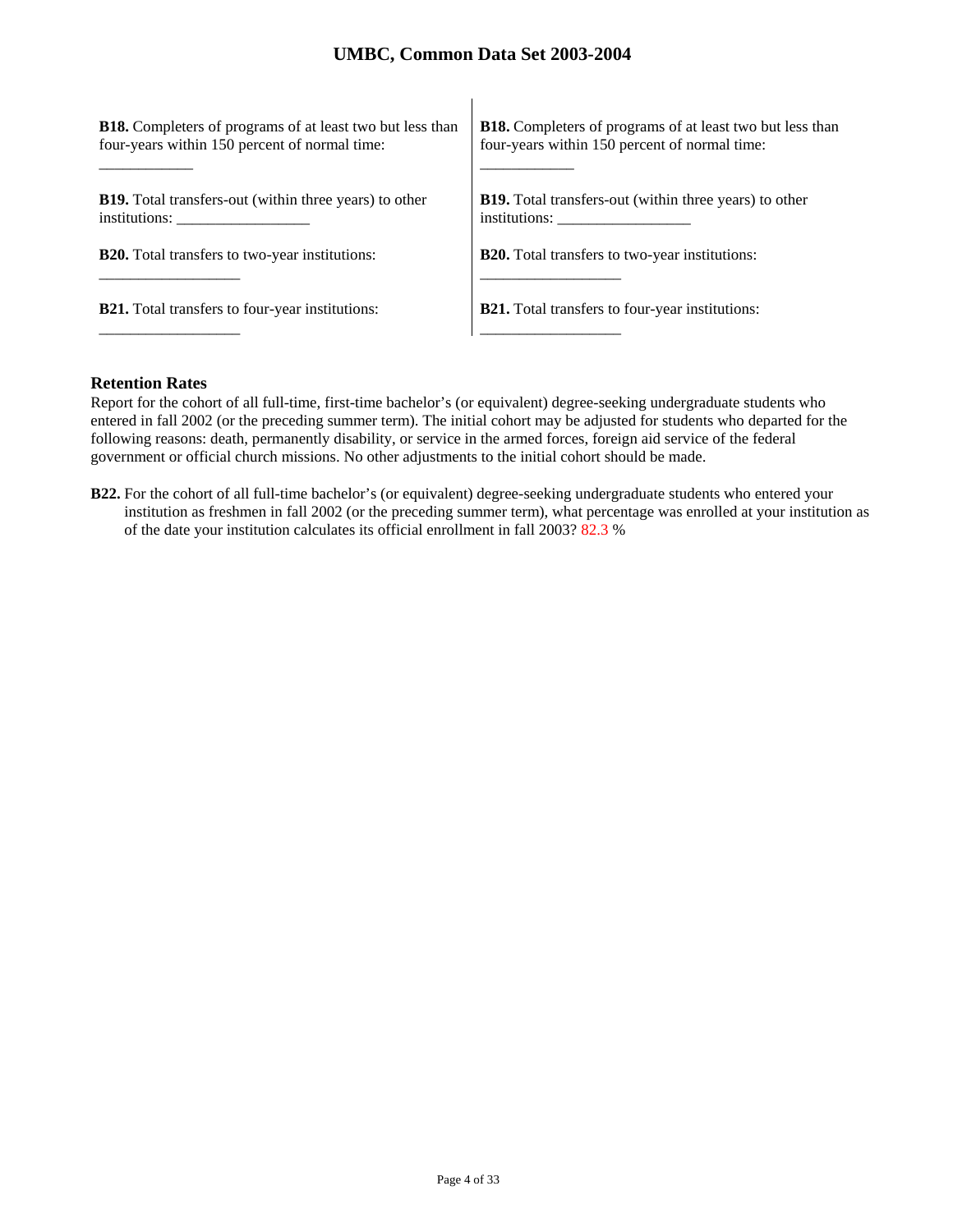| | |
|---|---|
| **B18.** Completers of programs of at least two but less than four-years within 150 percent of normal time: ____________ | **B18.** Completers of programs of at least two but less than four-years within 150 percent of normal time: ____________ |
| **B19.** Total transfers-out (within three years) to other institutions: _________________ | **B19.** Total transfers-out (within three years) to other institutions: _________________ |
| **B20.** Total transfers to two-year institutions: __________________ | **B20.** Total transfers to two-year institutions: __________________ |
| **B21.** Total transfers to four-year institutions: __________________ | **B21.** Total transfers to four-year institutions: __________________ |

### Retention Rates

Report for the cohort of all full-time, first-time bachelor's (or equivalent) degree-seeking undergraduate students who entered in fall 2002 (or the preceding summer term). The initial cohort may be adjusted for students who departed for the following reasons: death, permanently disability, or service in the armed forces, foreign aid service of the federal government or official church missions. No other adjustments to the initial cohort should be made.

**B22.** For the cohort of all full-time bachelor's (or equivalent) degree-seeking undergraduate students who entered your institution as freshmen in fall 2002 (or the preceding summer term), what percentage was enrolled at your institution as of the date your institution calculates its official enrollment in fall 2003? 82.3 %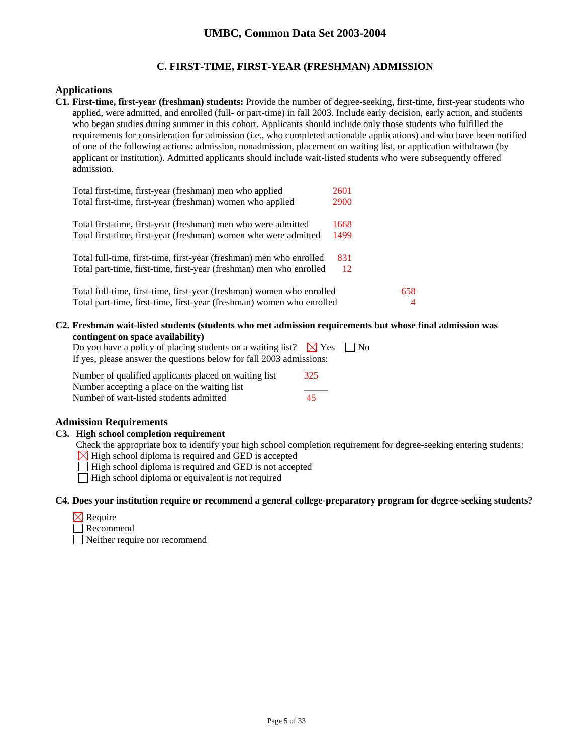# UMBC, Common Data Set 2003-2004

## C. FIRST-TIME, FIRST-YEAR (FRESHMAN) ADMISSION

### Applications

**C1. First-time, first-year (freshman) students:** Provide the number of degree-seeking, first-time, first-year students who applied, were admitted, and enrolled (full- or part-time) in fall 2003. Include early decision, early action, and students who began studies during summer in this cohort. Applicants should include only those students who fulfilled the requirements for consideration for admission (i.e., who completed actionable applications) and who have been notified of one of the following actions: admission, nonadmission, placement on waiting list, or application withdrawn (by applicant or institution). Admitted applicants should include wait-listed students who were subsequently offered admission.

| | |
|---|---|
| Total first-time, first-year (freshman) men who applied | 2601 |
| Total first-time, first-year (freshman) women who applied | 2900 |
| Total first-time, first-year (freshman) men who were admitted | 1668 |
| Total first-time, first-year (freshman) women who were admitted | 1499 |
| Total full-time, first-time, first-year (freshman) men who enrolled | 831 |
| Total part-time, first-time, first-year (freshman) men who enrolled | 12 |
| Total full-time, first-time, first-year (freshman) women who enrolled | 658 |
| Total part-time, first-time, first-year (freshman) women who enrolled | 4 |

**C2. Freshman wait-listed students (students who met admission requirements but whose final admission was contingent on space availability)**

Do you have a policy of placing students on a waiting list? ☒ Yes ☐ No

If yes, please answer the questions below for fall 2003 admissions:

| | |
|---|---|
| Number of qualified applicants placed on waiting list | 325 |
| Number accepting a place on the waiting list | _____ |
| Number of wait-listed students admitted | 45 |

### Admission Requirements

**C3. High school completion requirement**

Check the appropriate box to identify your high school completion requirement for degree-seeking entering students:

☒ High school diploma is required and GED is accepted
☐ High school diploma is required and GED is not accepted
☐ High school diploma or equivalent is not required

**C4. Does your institution require or recommend a general college-preparatory program for degree-seeking students?**

☒ Require
☐ Recommend
☐ Neither require nor recommend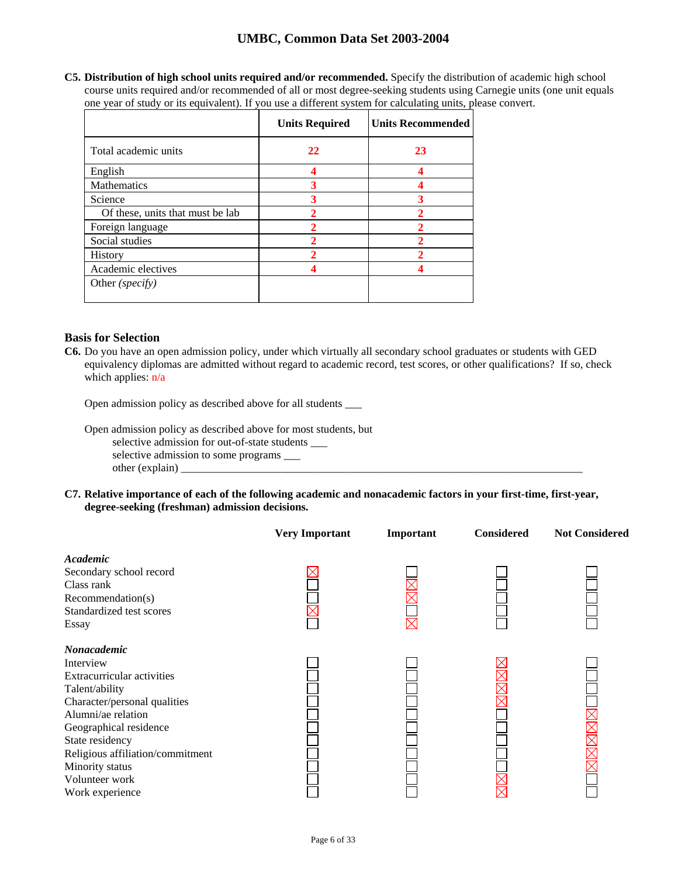**C5. Distribution of high school units required and/or recommended.** Specify the distribution of academic high school course units required and/or recommended of all or most degree-seeking students using Carnegie units (one unit equals one year of study or its equivalent). If you use a different system for calculating units, please convert.

| | Units Required | Units Recommended |
|---|---|---|
| Total academic units | 22 | 23 |
| English | 4 | 4 |
| Mathematics | 3 | 4 |
| Science | 3 | 3 |
| Of these, units that must be lab | 2 | 2 |
| Foreign language | 2 | 2 |
| Social studies | 2 | 2 |
| History | 2 | 2 |
| Academic electives | 4 | 4 |
| Other *(specify)* | | |

## Basis for Selection

**C6.** Do you have an open admission policy, under which virtually all secondary school graduates or students with GED equivalency diplomas are admitted without regard to academic record, test scores, or other qualifications? If so, check which applies: n/a

Open admission policy as described above for all students ___

Open admission policy as described above for most students, but
- selective admission for out-of-state students ___
- selective admission to some programs ___
- other (explain) ___

**C7. Relative importance of each of the following academic and nonacademic factors in your first-time, first-year, degree-seeking (freshman) admission decisions.**

| | Very Important | Important | Considered | Not Considered |
|---|---|---|---|---|
| ***Academic*** | | | | |
| Secondary school record | X | | | |
| Class rank | | X | | |
| Recommendation(s) | | X | | |
| Standardized test scores | X | | | |
| Essay | | X | | |
| ***Nonacademic*** | | | | |
| Interview | | | X | |
| Extracurricular activities | | | X | |
| Talent/ability | | | X | |
| Character/personal qualities | | | X | |
| Alumni/ae relation | | | | X |
| Geographical residence | | | | X |
| State residency | | | | X |
| Religious affiliation/commitment | | | | X |
| Minority status | | | | X |
| Volunteer work | | | X | |
| Work experience | | | X | |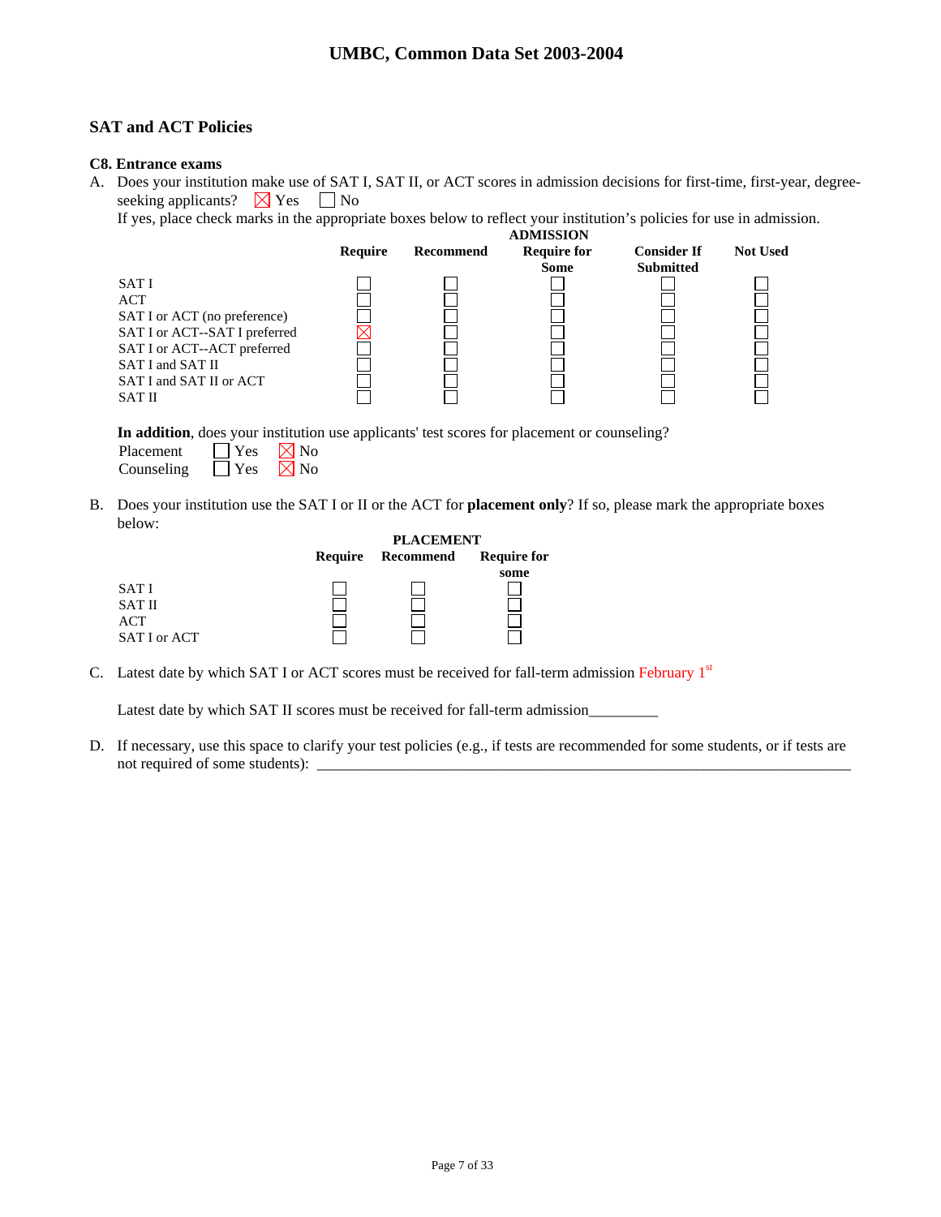## SAT and ACT Policies

**C8. Entrance exams**

A. Does your institution make use of SAT I, SAT II, or ACT scores in admission decisions for first-time, first-year, degree-seeking applicants? ☒ Yes ☐ No

If yes, place check marks in the appropriate boxes below to reflect your institution's policies for use in admission.

| | ADMISSION | | | | |
|---|---|---|---|---|---|
| | **Require** | **Recommend** | **Require for Some** | **Consider If Submitted** | **Not Used** |
| SAT I | ☐ | ☐ | ☐ | ☐ | ☐ |
| ACT | ☐ | ☐ | ☐ | ☐ | ☐ |
| SAT I or ACT (no preference) | ☐ | ☐ | ☐ | ☐ | ☐ |
| SAT I or ACT--SAT I preferred | ☒ | ☐ | ☐ | ☐ | ☐ |
| SAT I or ACT--ACT preferred | ☐ | ☐ | ☐ | ☐ | ☐ |
| SAT I and SAT II | ☐ | ☐ | ☐ | ☐ | ☐ |
| SAT I and SAT II or ACT | ☐ | ☐ | ☐ | ☐ | ☐ |
| SAT II | ☐ | ☐ | ☐ | ☐ | ☐ |

**In addition**, does your institution use applicants' test scores for placement or counseling?

Placement ☐ Yes ☒ No
Counseling ☐ Yes ☒ No

B. Does your institution use the SAT I or II or the ACT for **placement only**? If so, please mark the appropriate boxes below:

| | PLACEMENT | | |
|---|---|---|---|
| | **Require** | **Recommend** | **Require for some** |
| SAT I | ☐ | ☐ | ☐ |
| SAT II | ☐ | ☐ | ☐ |
| ACT | ☐ | ☐ | ☐ |
| SAT I or ACT | ☐ | ☐ | ☐ |

C. Latest date by which SAT I or ACT scores must be received for fall-term admission February 1st

Latest date by which SAT II scores must be received for fall-term admission_________

D. If necessary, use this space to clarify your test policies (e.g., if tests are recommended for some students, or if tests are not required of some students): ____________________________________________________________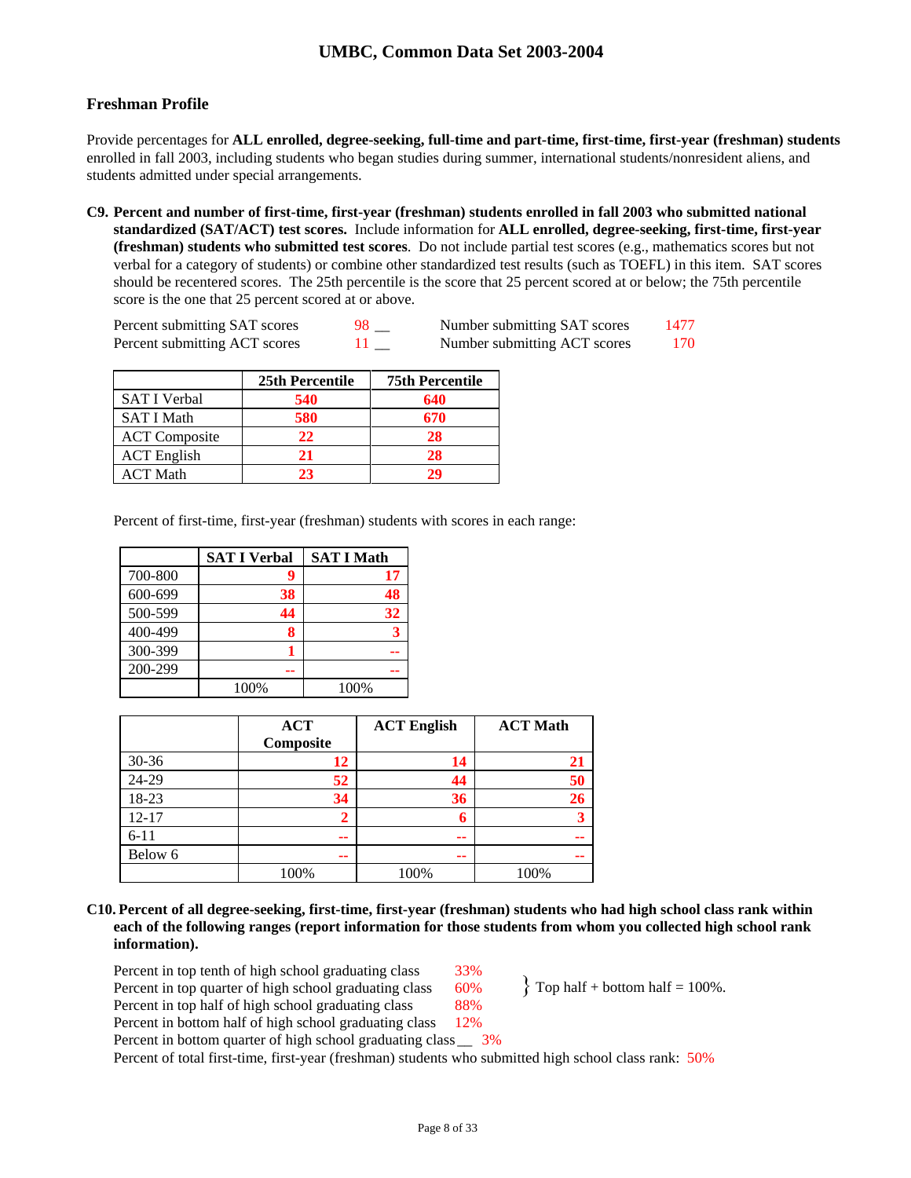# UMBC, Common Data Set 2003-2004

## Freshman Profile

Provide percentages for **ALL enrolled, degree-seeking, full-time and part-time, first-time, first-year (freshman) students** enrolled in fall 2003, including students who began studies during summer, international students/nonresident aliens, and students admitted under special arrangements.

**C9. Percent and number of first-time, first-year (freshman) students enrolled in fall 2003 who submitted national standardized (SAT/ACT) test scores.** Include information for **ALL enrolled, degree-seeking, first-time, first-year (freshman) students who submitted test scores**. Do not include partial test scores (e.g., mathematics scores but not verbal for a category of students) or combine other standardized test results (such as TOEFL) in this item. SAT scores should be recentered scores. The 25th percentile is the score that 25 percent scored at or below; the 75th percentile score is the one that 25 percent scored at or above.

Percent submitting SAT scores 98 __ Number submitting SAT scores 1477

Percent submitting ACT scores 11 __ Number submitting ACT scores 170

| | 25th Percentile | 75th Percentile |
|---|---|---|
| SAT I Verbal | 540 | 640 |
| SAT I Math | 580 | 670 |
| ACT Composite | 22 | 28 |
| ACT English | 21 | 28 |
| ACT Math | 23 | 29 |

Percent of first-time, first-year (freshman) students with scores in each range:

| | SAT I Verbal | SAT I Math |
|---|---|---|
| 700-800 | 9 | 17 |
| 600-699 | 38 | 48 |
| 500-599 | 44 | 32 |
| 400-499 | 8 | 3 |
| 300-399 | 1 | -- |
| 200-299 | -- | -- |
| | 100% | 100% |

| | ACT Composite | ACT English | ACT Math |
|---|---|---|---|
| 30-36 | 12 | 14 | 21 |
| 24-29 | 52 | 44 | 50 |
| 18-23 | 34 | 36 | 26 |
| 12-17 | 2 | 6 | 3 |
| 6-11 | -- | -- | -- |
| Below 6 | -- | -- | -- |
| | 100% | 100% | 100% |

**C10. Percent of all degree-seeking, first-time, first-year (freshman) students who had high school class rank within each of the following ranges (report information for those students from whom you collected high school rank information).**

Percent in top tenth of high school graduating class 33%

Percent in top quarter of high school graduating class 60%

Percent in top half of high school graduating class 88%

Percent in bottom half of high school graduating class 12%

} Top half + bottom half = 100%.

Percent in bottom quarter of high school graduating class __ 3%

Percent of total first-time, first-year (freshman) students who submitted high school class rank: 50%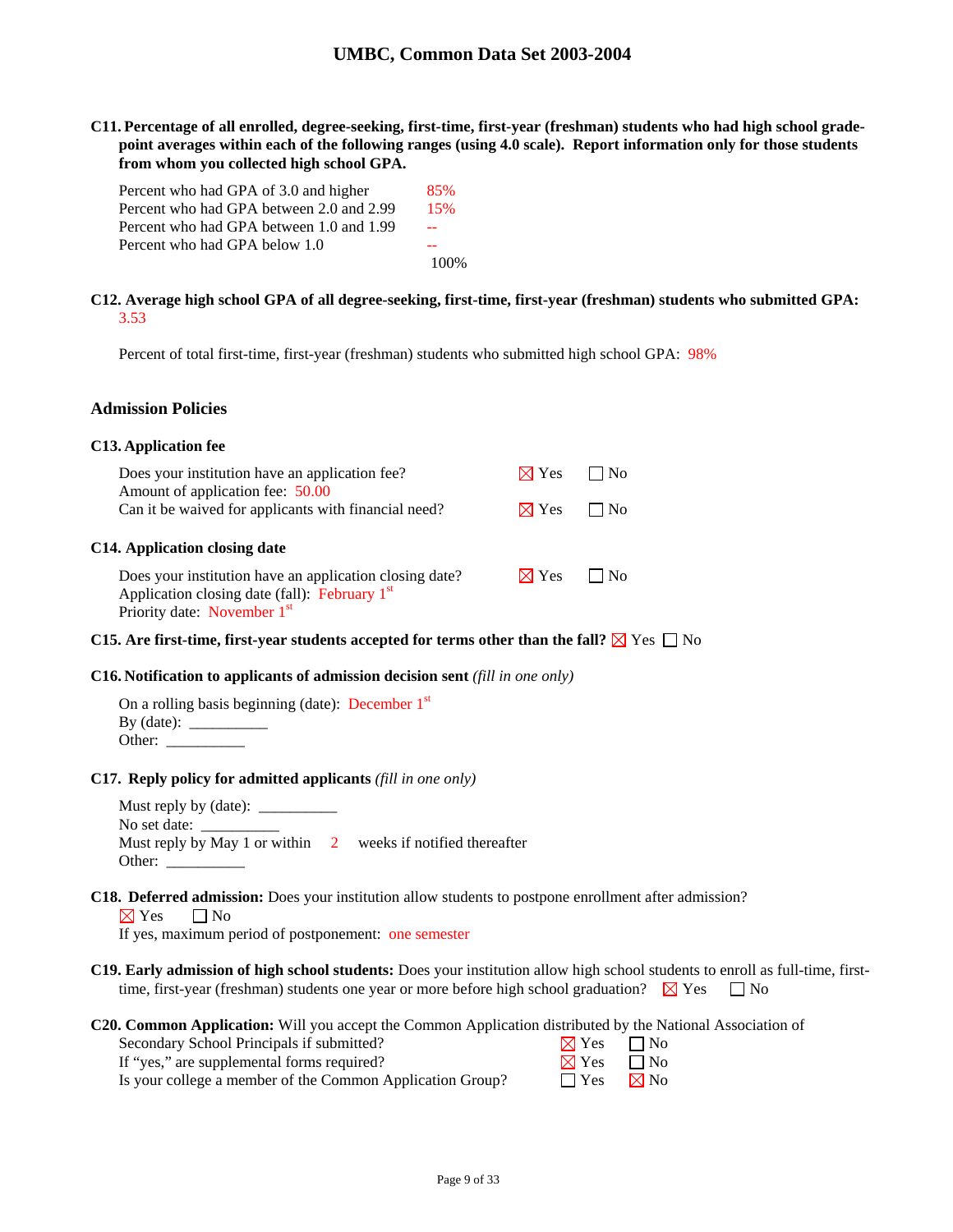**C11. Percentage of all enrolled, degree-seeking, first-time, first-year (freshman) students who had high school grade-point averages within each of the following ranges (using 4.0 scale). Report information only for those students from whom you collected high school GPA.**

| | |
|---|---|
| Percent who had GPA of 3.0 and higher | 85% |
| Percent who had GPA between 2.0 and 2.99 | 15% |
| Percent who had GPA between 1.0 and 1.99 | -- |
| Percent who had GPA below 1.0 | -- |
| | 100% |

**C12. Average high school GPA of all degree-seeking, first-time, first-year (freshman) students who submitted GPA:** 3.53

Percent of total first-time, first-year (freshman) students who submitted high school GPA: 98%

## Admission Policies

**C13. Application fee**

Does your institution have an application fee? ☒ Yes ☐ No
Amount of application fee: 50.00
Can it be waived for applicants with financial need? ☒ Yes ☐ No

**C14. Application closing date**

Does your institution have an application closing date? ☒ Yes ☐ No
Application closing date (fall): February 1st
Priority date: November 1st

**C15. Are first-time, first-year students accepted for terms other than the fall?** ☒ Yes ☐ No

**C16. Notification to applicants of admission decision sent** *(fill in one only)*

On a rolling basis beginning (date): December 1st
By (date): __________
Other: __________

**C17. Reply policy for admitted applicants** *(fill in one only)*

Must reply by (date): __________
No set date: __________
Must reply by May 1 or within 2 weeks if notified thereafter
Other: __________

**C18. Deferred admission:** Does your institution allow students to postpone enrollment after admission?
☒ Yes ☐ No
If yes, maximum period of postponement: one semester

**C19. Early admission of high school students:** Does your institution allow high school students to enroll as full-time, first-time, first-year (freshman) students one year or more before high school graduation? ☒ Yes ☐ No

**C20. Common Application:** Will you accept the Common Application distributed by the National Association of Secondary School Principals if submitted? ☒ Yes ☐ No
If "yes," are supplemental forms required? ☒ Yes ☐ No
Is your college a member of the Common Application Group? ☐ Yes ☒ No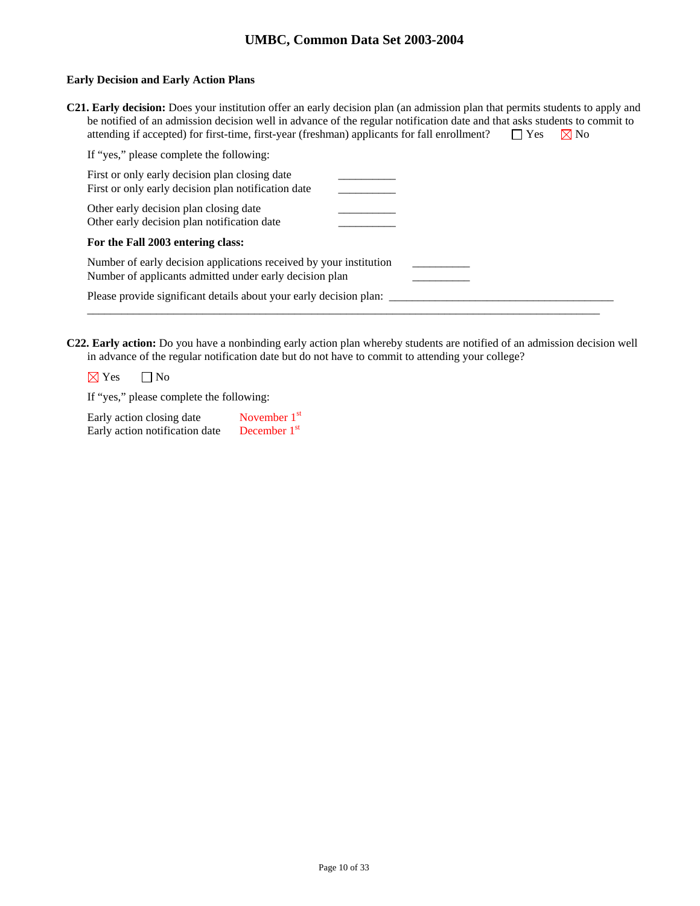### Early Decision and Early Action Plans

**C21. Early decision:** Does your institution offer an early decision plan (an admission plan that permits students to apply and be notified of an admission decision well in advance of the regular notification date and that asks students to commit to attending if accepted) for first-time, first-year (freshman) applicants for fall enrollment? ☐ Yes ☒ No

If "yes," please complete the following:

First or only early decision plan closing date __________
First or only early decision plan notification date __________

Other early decision plan closing date __________
Other early decision plan notification date __________

**For the Fall 2003 entering class:**

Number of early decision applications received by your institution __________
Number of applicants admitted under early decision plan __________

Please provide significant details about your early decision plan: ________________________________________

________________________________________________________________________________________________

**C22. Early action:** Do you have a nonbinding early action plan whereby students are notified of an admission decision well in advance of the regular notification date but do not have to commit to attending your college?

☒ Yes ☐ No

If "yes," please complete the following:

Early action closing date November 1st
Early action notification date December 1st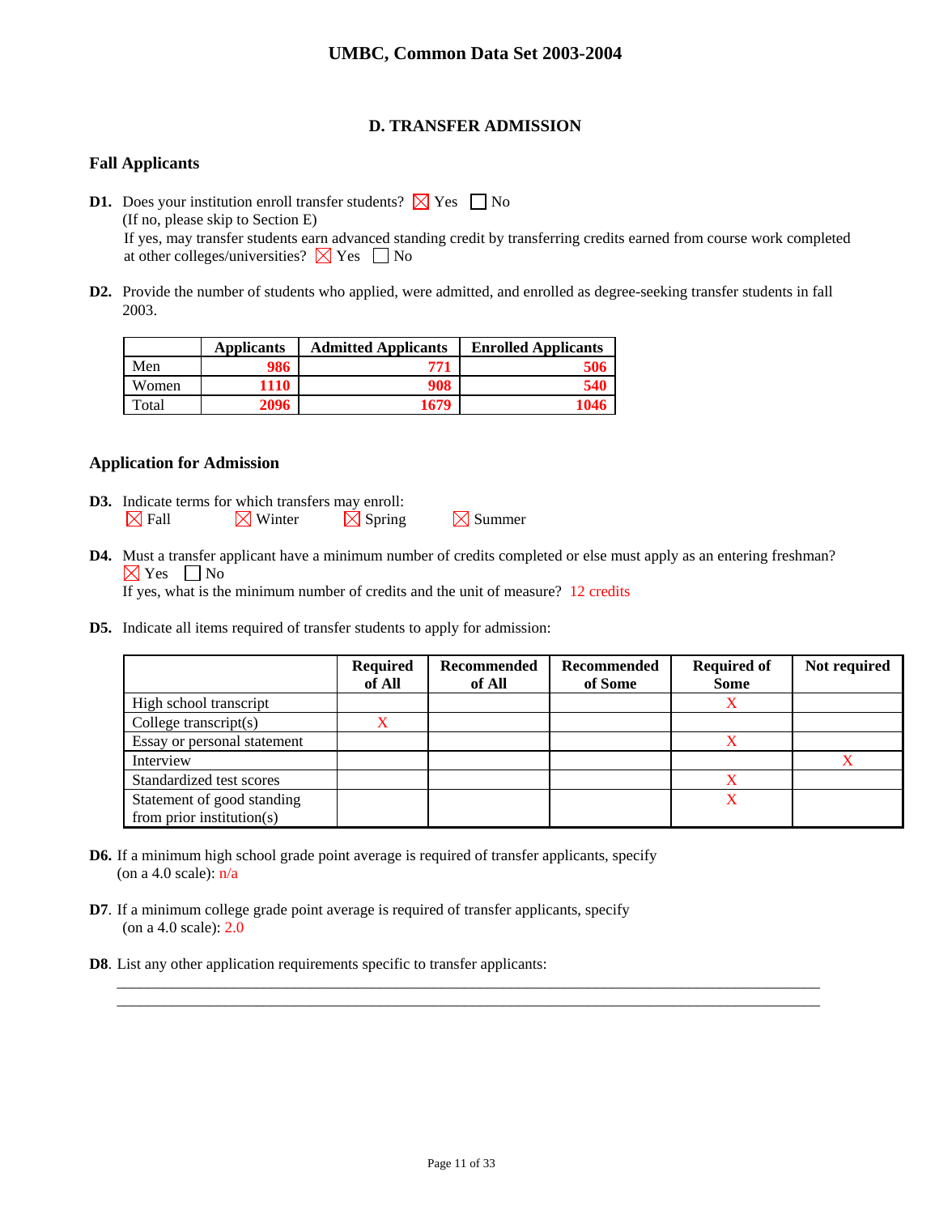## D. TRANSFER ADMISSION

### Fall Applicants

**D1.** Does your institution enroll transfer students? ☒ Yes ☐ No
(If no, please skip to Section E)
If yes, may transfer students earn advanced standing credit by transferring credits earned from course work completed at other colleges/universities? ☒ Yes ☐ No

**D2.** Provide the number of students who applied, were admitted, and enrolled as degree-seeking transfer students in fall 2003.

| | Applicants | Admitted Applicants | Enrolled Applicants |
|---|---|---|---|
| Men | 986 | 771 | 506 |
| Women | 1110 | 908 | 540 |
| Total | 2096 | 1679 | 1046 |

### Application for Admission

**D3.** Indicate terms for which transfers may enroll:
☒ Fall ☒ Winter ☒ Spring ☒ Summer

**D4.** Must a transfer applicant have a minimum number of credits completed or else must apply as an entering freshman?
☒ Yes ☐ No
If yes, what is the minimum number of credits and the unit of measure? 12 credits

**D5.** Indicate all items required of transfer students to apply for admission:

| | Required of All | Recommended of All | Recommended of Some | Required of Some | Not required |
|---|---|---|---|---|---|
| High school transcript | | | | X | |
| College transcript(s) | X | | | | |
| Essay or personal statement | | | | X | |
| Interview | | | | | X |
| Standardized test scores | | | | X | |
| Statement of good standing from prior institution(s) | | | | X | |

**D6.** If a minimum high school grade point average is required of transfer applicants, specify (on a 4.0 scale): n/a

**D7**. If a minimum college grade point average is required of transfer applicants, specify (on a 4.0 scale): 2.0

**D8**. List any other application requirements specific to transfer applicants:

\_\_\_\_\_\_\_\_\_\_\_\_\_\_\_\_\_\_\_\_\_\_\_\_\_\_\_\_\_\_\_\_\_\_\_\_\_\_\_\_\_\_\_\_\_\_\_\_\_\_\_\_\_\_\_\_\_\_\_\_\_\_\_\_\_\_\_\_\_\_\_\_\_\_\_\_

\_\_\_\_\_\_\_\_\_\_\_\_\_\_\_\_\_\_\_\_\_\_\_\_\_\_\_\_\_\_\_\_\_\_\_\_\_\_\_\_\_\_\_\_\_\_\_\_\_\_\_\_\_\_\_\_\_\_\_\_\_\_\_\_\_\_\_\_\_\_\_\_\_\_\_\_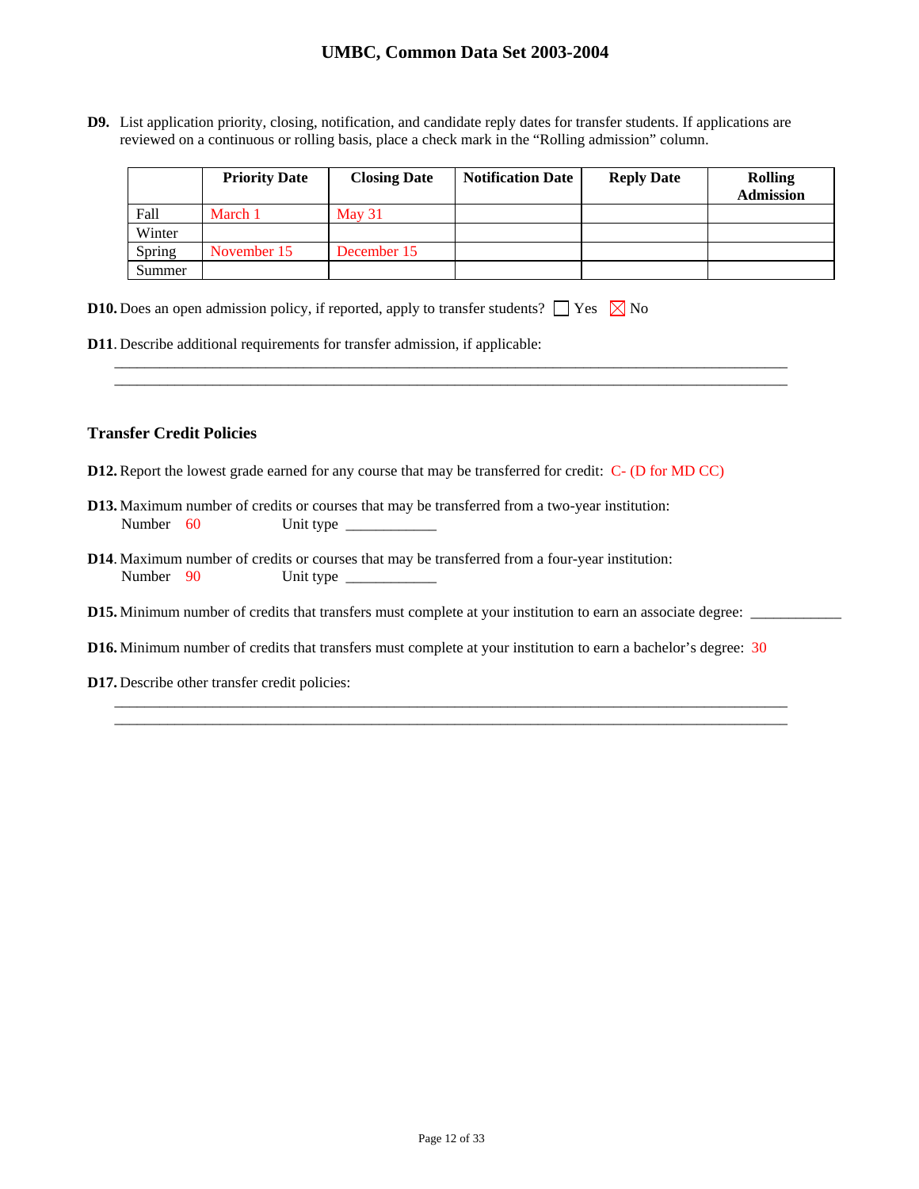**D9.** List application priority, closing, notification, and candidate reply dates for transfer students. If applications are reviewed on a continuous or rolling basis, place a check mark in the "Rolling admission" column.

| | Priority Date | Closing Date | Notification Date | Reply Date | Rolling Admission |
|---|---|---|---|---|---|
| Fall | March 1 | May 31 | | | |
| Winter | | | | | |
| Spring | November 15 | December 15 | | | |
| Summer | | | | | |

**D10.** Does an open admission policy, if reported, apply to transfer students? ☐ Yes ☒ No

**D11**. Describe additional requirements for transfer admission, if applicable:

________________________________________________________________________________

________________________________________________________________________________

## Transfer Credit Policies

**D12.** Report the lowest grade earned for any course that may be transferred for credit: C- (D for MD CC)

**D13.** Maximum number of credits or courses that may be transferred from a two-year institution:
Number 60 Unit type ____________

**D14**. Maximum number of credits or courses that may be transferred from a four-year institution:
Number 90 Unit type ____________

**D15.** Minimum number of credits that transfers must complete at your institution to earn an associate degree: ____________

**D16.** Minimum number of credits that transfers must complete at your institution to earn a bachelor's degree: 30

**D17.** Describe other transfer credit policies:

________________________________________________________________________________

________________________________________________________________________________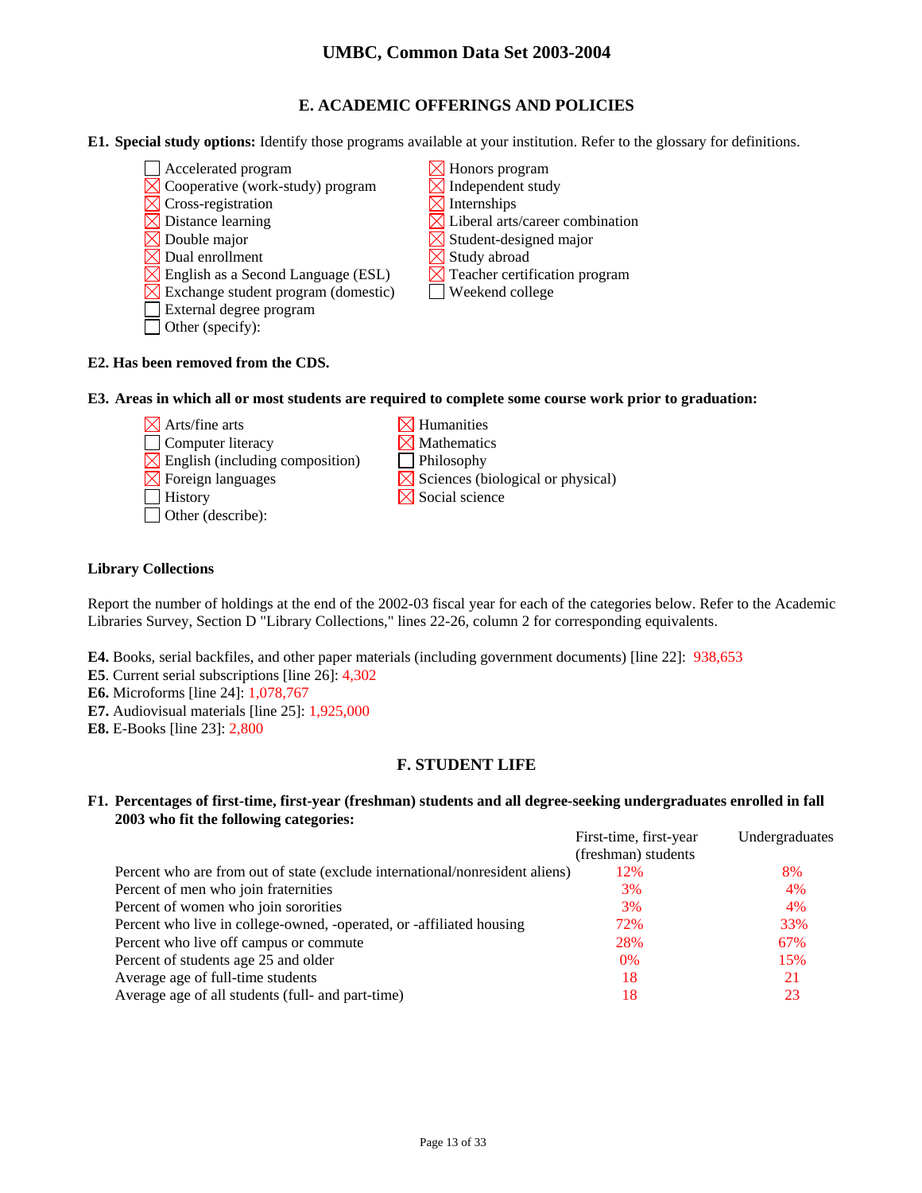## E. ACADEMIC OFFERINGS AND POLICIES

**E1. Special study options:** Identify those programs available at your institution. Refer to the glossary for definitions.

- [ ] Accelerated program
- [x] Cooperative (work-study) program
- [x] Cross-registration
- [x] Distance learning
- [x] Double major
- [x] Dual enrollment
- [x] English as a Second Language (ESL)
- [x] Exchange student program (domestic)
- [ ] External degree program
- [ ] Other (specify):
- [x] Honors program
- [x] Independent study
- [x] Internships
- [x] Liberal arts/career combination
- [x] Student-designed major
- [x] Study abroad
- [x] Teacher certification program
- [ ] Weekend college

**E2. Has been removed from the CDS.**

**E3. Areas in which all or most students are required to complete some course work prior to graduation:**

- [x] Arts/fine arts
- [ ] Computer literacy
- [x] English (including composition)
- [x] Foreign languages
- [ ] History
- [ ] Other (describe):
- [x] Humanities
- [x] Mathematics
- [ ] Philosophy
- [x] Sciences (biological or physical)
- [x] Social science

**Library Collections**

Report the number of holdings at the end of the 2002-03 fiscal year for each of the categories below. Refer to the Academic Libraries Survey, Section D "Library Collections," lines 22-26, column 2 for corresponding equivalents.

**E4.** Books, serial backfiles, and other paper materials (including government documents) [line 22]: 938,653
**E5**. Current serial subscriptions [line 26]: 4,302
**E6.** Microforms [line 24]: 1,078,767
**E7.** Audiovisual materials [line 25]: 1,925,000
**E8.** E-Books [line 23]: 2,800

## F. STUDENT LIFE

**F1. Percentages of first-time, first-year (freshman) students and all degree-seeking undergraduates enrolled in fall 2003 who fit the following categories:**

| | First-time, first-year (freshman) students | Undergraduates |
|---|---|---|
| Percent who are from out of state (exclude international/nonresident aliens) | 12% | 8% |
| Percent of men who join fraternities | 3% | 4% |
| Percent of women who join sororities | 3% | 4% |
| Percent who live in college-owned, -operated, or -affiliated housing | 72% | 33% |
| Percent who live off campus or commute | 28% | 67% |
| Percent of students age 25 and older | 0% | 15% |
| Average age of full-time students | 18 | 21 |
| Average age of all students (full- and part-time) | 18 | 23 |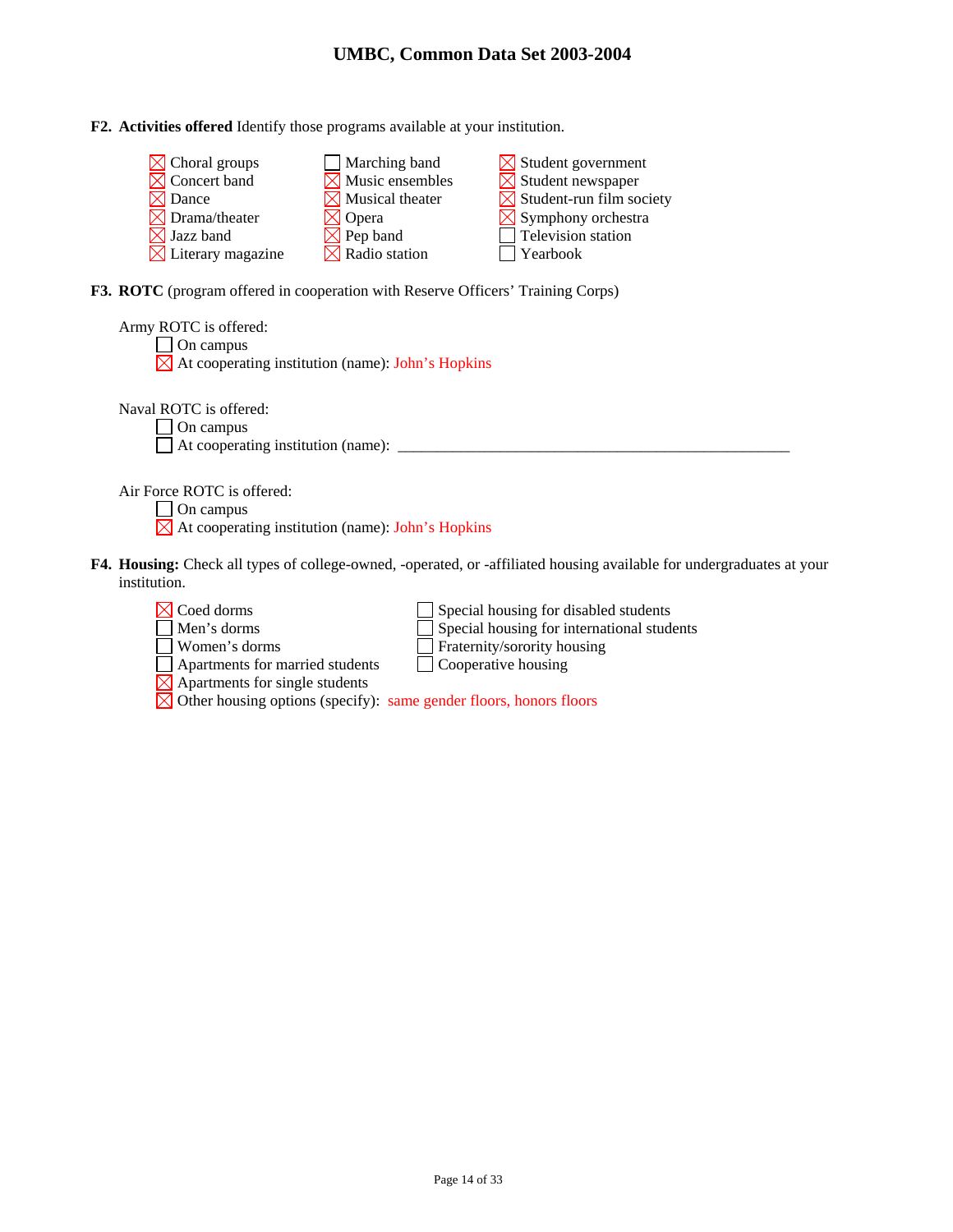**F2. Activities offered** Identify those programs available at your institution.

- [x] Choral groups
- [x] Concert band
- [x] Dance
- [x] Drama/theater
- [x] Jazz band
- [x] Literary magazine
- [ ] Marching band
- [x] Music ensembles
- [x] Musical theater
- [x] Opera
- [x] Pep band
- [x] Radio station
- [x] Student government
- [x] Student newspaper
- [x] Student-run film society
- [x] Symphony orchestra
- [ ] Television station
- [ ] Yearbook

**F3. ROTC** (program offered in cooperation with Reserve Officers' Training Corps)

Army ROTC is offered:

- [ ] On campus
- [x] At cooperating institution (name): John's Hopkins

Naval ROTC is offered:

- [ ] On campus
- [ ] At cooperating institution (name): ______________________________

Air Force ROTC is offered:

- [ ] On campus
- [x] At cooperating institution (name): John's Hopkins

**F4. Housing:** Check all types of college-owned, -operated, or -affiliated housing available for undergraduates at your institution.

- [x] Coed dorms
- [ ] Men's dorms
- [ ] Women's dorms
- [ ] Apartments for married students
- [x] Apartments for single students
- [x] Other housing options (specify): same gender floors, honors floors
- [ ] Special housing for disabled students
- [ ] Special housing for international students
- [ ] Fraternity/sorority housing
- [ ] Cooperative housing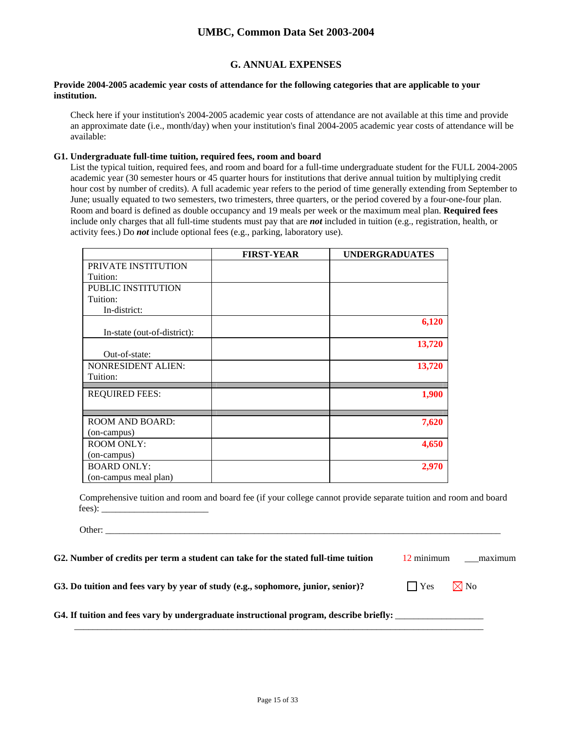## G. ANNUAL EXPENSES

**Provide 2004-2005 academic year costs of attendance for the following categories that are applicable to your institution.**

Check here if your institution's 2004-2005 academic year costs of attendance are not available at this time and provide an approximate date (i.e., month/day) when your institution's final 2004-2005 academic year costs of attendance will be available:

**G1. Undergraduate full-time tuition, required fees, room and board**

List the typical tuition, required fees, and room and board for a full-time undergraduate student for the FULL 2004-2005 academic year (30 semester hours or 45 quarter hours for institutions that derive annual tuition by multiplying credit hour cost by number of credits). A full academic year refers to the period of time generally extending from September to June; usually equated to two semesters, two trimesters, three quarters, or the period covered by a four-one-four plan. Room and board is defined as double occupancy and 19 meals per week or the maximum meal plan. **Required fees** include only charges that all full-time students must pay that are ***not*** included in tuition (e.g., registration, health, or activity fees.) Do ***not*** include optional fees (e.g., parking, laboratory use).

| | FIRST-YEAR | UNDERGRADUATES |
|---|---|---|
| PRIVATE INSTITUTION Tuition: | | |
| PUBLIC INSTITUTION Tuition: In-district: | | |
| In-state (out-of-district): | | 6,120 |
| Out-of-state: | | 13,720 |
| NONRESIDENT ALIEN: Tuition: | | 13,720 |
| REQUIRED FEES: | | 1,900 |
| ROOM AND BOARD: (on-campus) | | 7,620 |
| ROOM ONLY: (on-campus) | | 4,650 |
| BOARD ONLY: (on-campus meal plan) | | 2,970 |

Comprehensive tuition and room and board fee (if your college cannot provide separate tuition and room and board fees): ______________________

Other: ______________________________________________________________________________

**G2. Number of credits per term a student can take for the stated full-time tuition** 12 minimum ___maximum

**G3. Do tuition and fees vary by year of study (e.g., sophomore, junior, senior)?** ☐ Yes ☒ No

**G4. If tuition and fees vary by undergraduate instructional program, describe briefly:** __________________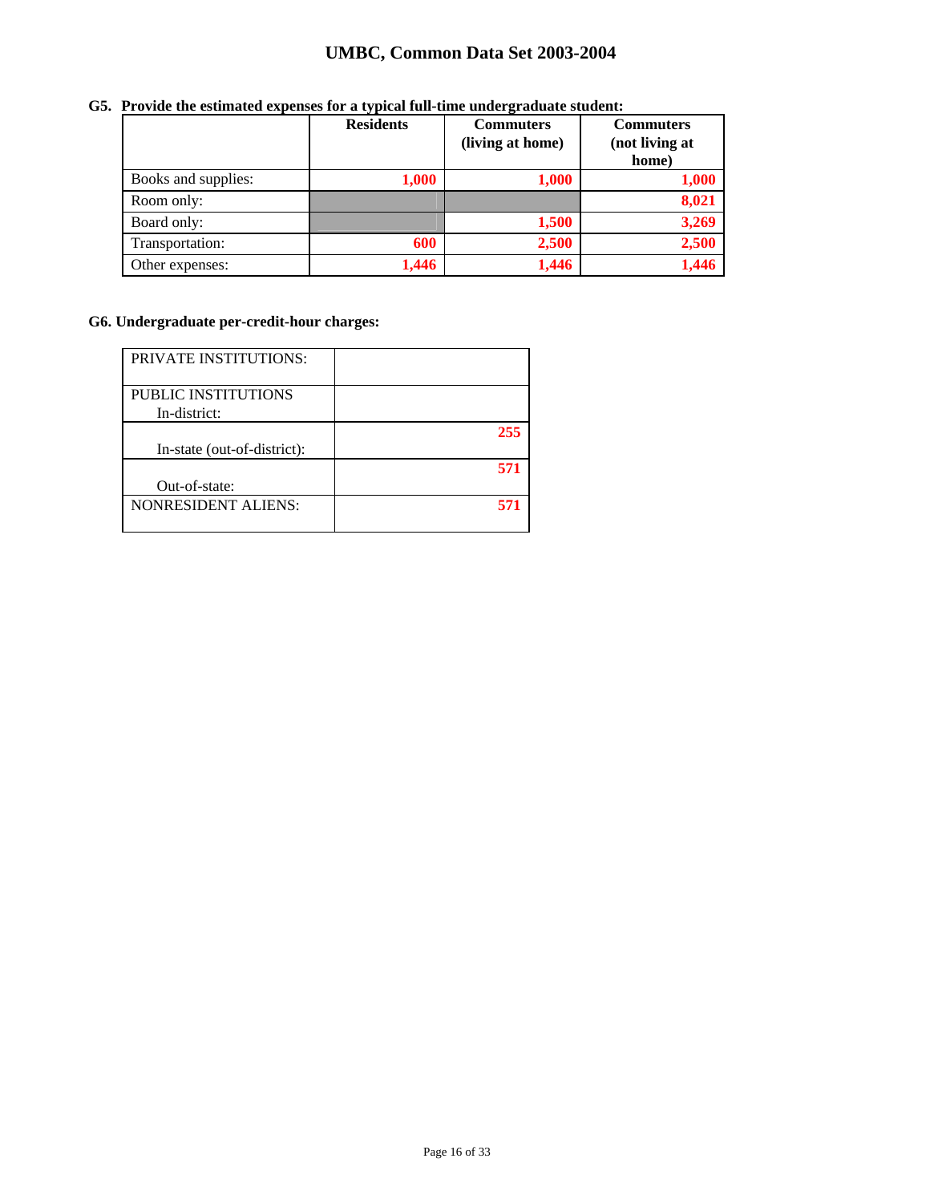**G5. Provide the estimated expenses for a typical full-time undergraduate student:**

| | Residents | Commuters (living at home) | Commuters (not living at home) |
|---|---|---|---|
| Books and supplies: | 1,000 | 1,000 | 1,000 |
| Room only: | | | 8,021 |
| Board only: | | 1,500 | 3,269 |
| Transportation: | 600 | 2,500 | 2,500 |
| Other expenses: | 1,446 | 1,446 | 1,446 |

**G6. Undergraduate per-credit-hour charges:**

| | |
|---|---|
| PRIVATE INSTITUTIONS: | |
| PUBLIC INSTITUTIONS In-district: | |
| In-state (out-of-district): | 255 |
| Out-of-state: | 571 |
| NONRESIDENT ALIENS: | 571 |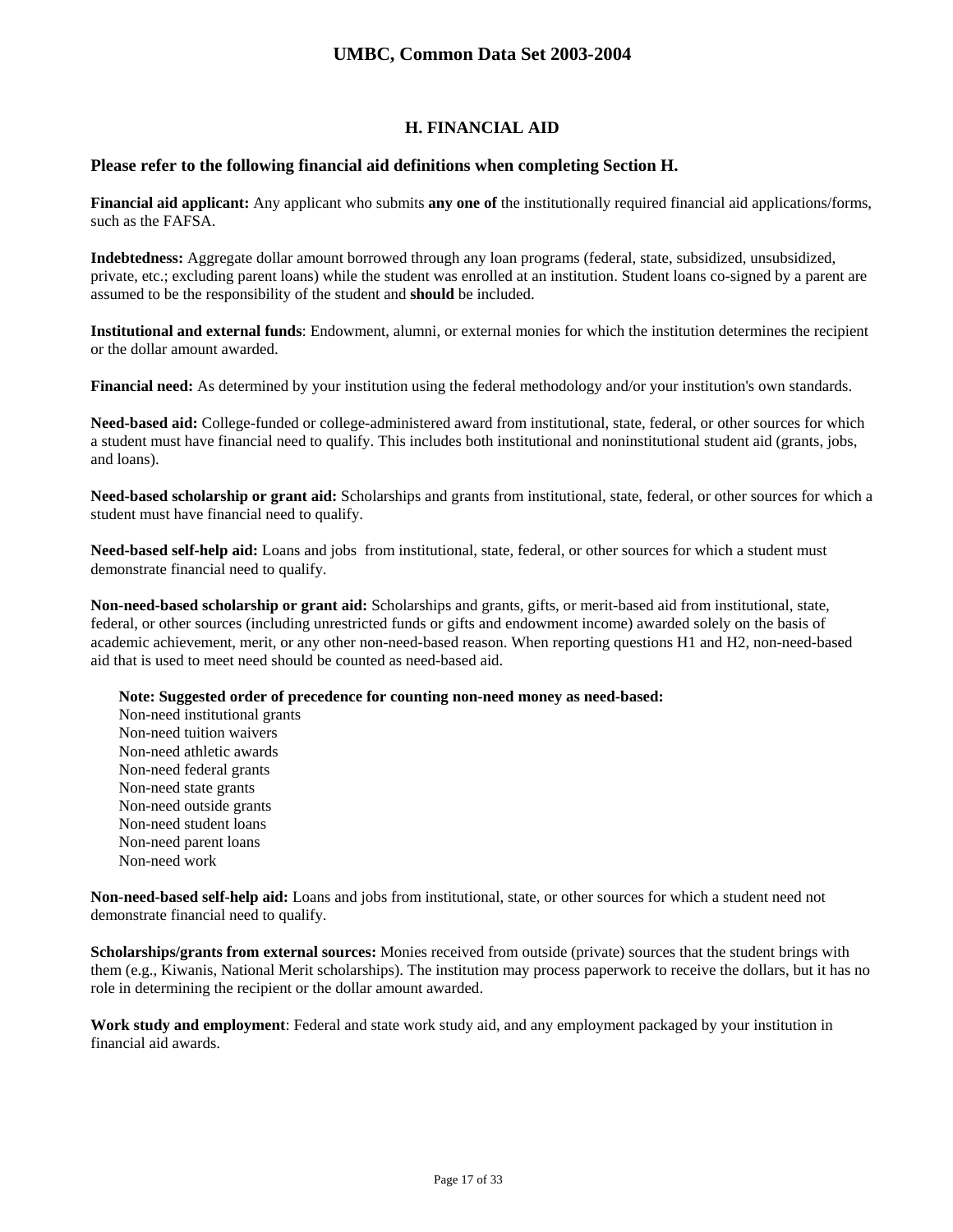## H. FINANCIAL AID

### Please refer to the following financial aid definitions when completing Section H.

**Financial aid applicant:** Any applicant who submits **any one of** the institutionally required financial aid applications/forms, such as the FAFSA.

**Indebtedness:** Aggregate dollar amount borrowed through any loan programs (federal, state, subsidized, unsubsidized, private, etc.; excluding parent loans) while the student was enrolled at an institution. Student loans co-signed by a parent are assumed to be the responsibility of the student and **should** be included.

**Institutional and external funds**: Endowment, alumni, or external monies for which the institution determines the recipient or the dollar amount awarded.

**Financial need:** As determined by your institution using the federal methodology and/or your institution's own standards.

**Need-based aid:** College-funded or college-administered award from institutional, state, federal, or other sources for which a student must have financial need to qualify. This includes both institutional and noninstitutional student aid (grants, jobs, and loans).

**Need-based scholarship or grant aid:** Scholarships and grants from institutional, state, federal, or other sources for which a student must have financial need to qualify.

**Need-based self-help aid:** Loans and jobs from institutional, state, federal, or other sources for which a student must demonstrate financial need to qualify.

**Non-need-based scholarship or grant aid:** Scholarships and grants, gifts, or merit-based aid from institutional, state, federal, or other sources (including unrestricted funds or gifts and endowment income) awarded solely on the basis of academic achievement, merit, or any other non-need-based reason. When reporting questions H1 and H2, non-need-based aid that is used to meet need should be counted as need-based aid.

**Note: Suggested order of precedence for counting non-need money as need-based:**
Non-need institutional grants
Non-need tuition waivers
Non-need athletic awards
Non-need federal grants
Non-need state grants
Non-need outside grants
Non-need student loans
Non-need parent loans
Non-need work

**Non-need-based self-help aid:** Loans and jobs from institutional, state, or other sources for which a student need not demonstrate financial need to qualify.

**Scholarships/grants from external sources:** Monies received from outside (private) sources that the student brings with them (e.g., Kiwanis, National Merit scholarships). The institution may process paperwork to receive the dollars, but it has no role in determining the recipient or the dollar amount awarded.

**Work study and employment**: Federal and state work study aid, and any employment packaged by your institution in financial aid awards.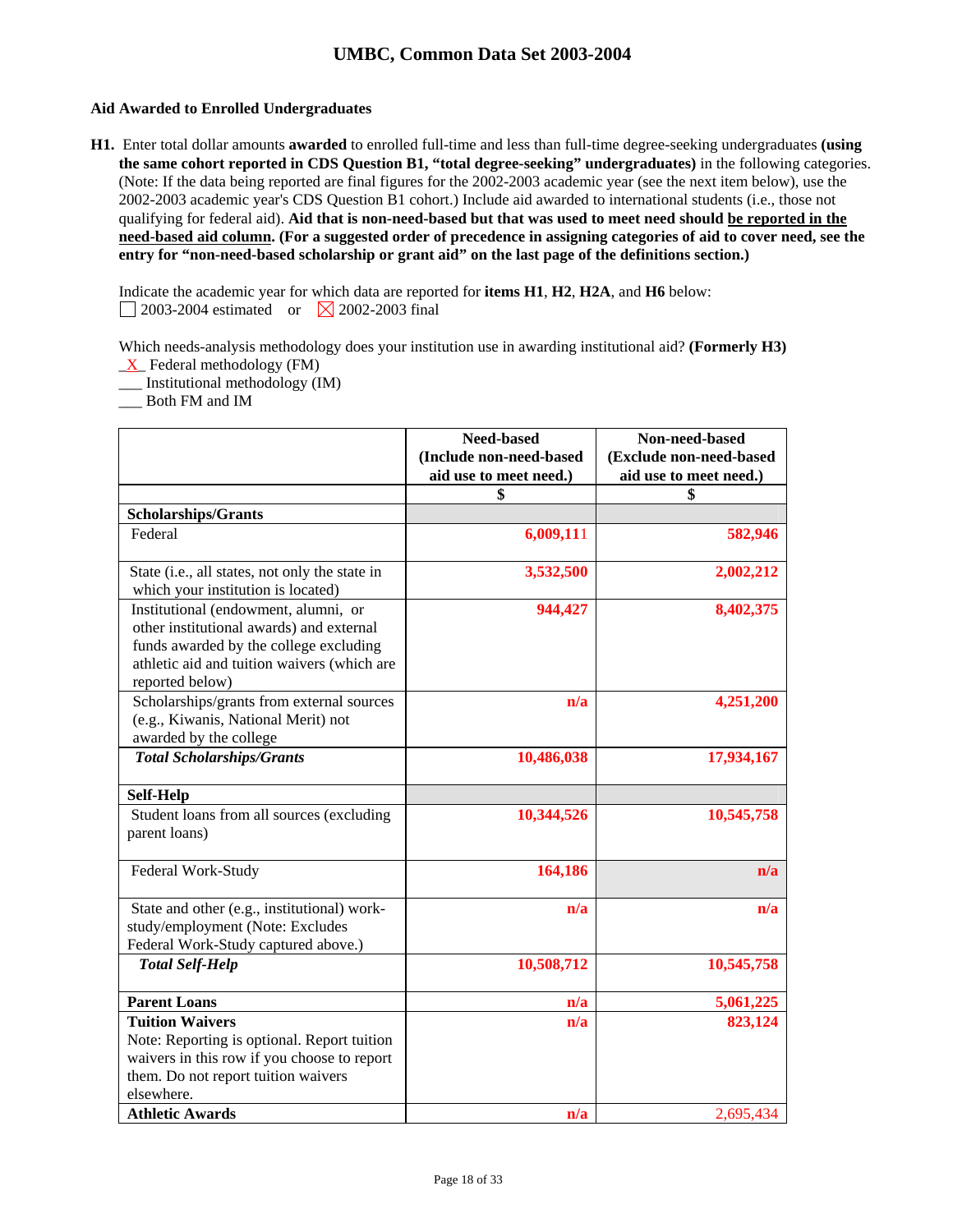# UMBC, Common Data Set 2003-2004

## Aid Awarded to Enrolled Undergraduates

**H1.** Enter total dollar amounts **awarded** to enrolled full-time and less than full-time degree-seeking undergraduates **(using the same cohort reported in CDS Question B1, "total degree-seeking" undergraduates)** in the following categories. (Note: If the data being reported are final figures for the 2002-2003 academic year (see the next item below), use the 2002-2003 academic year's CDS Question B1 cohort.) Include aid awarded to international students (i.e., those not qualifying for federal aid). **Aid that is non-need-based but that was used to meet need should be reported in the need-based aid column. (For a suggested order of precedence in assigning categories of aid to cover need, see the entry for "non-need-based scholarship or grant aid" on the last page of the definitions section.)**

Indicate the academic year for which data are reported for **items H1**, **H2**, **H2A**, and **H6** below:
☐ 2003-2004 estimated or ☒ 2002-2003 final

Which needs-analysis methodology does your institution use in awarding institutional aid? **(Formerly H3)**
_X_ Federal methodology (FM)
___ Institutional methodology (IM)
___ Both FM and IM

| | Need-based (Include non-need-based aid use to meet need.) | Non-need-based (Exclude non-need-based aid use to meet need.) |
|---|---|---|
| | $ | $ |
| **Scholarships/Grants** | | |
| Federal | 6,009,111 | 582,946 |
| State (i.e., all states, not only the state in which your institution is located) | 3,532,500 | 2,002,212 |
| Institutional (endowment, alumni, or other institutional awards) and external funds awarded by the college excluding athletic aid and tuition waivers (which are reported below) | 944,427 | 8,402,375 |
| Scholarships/grants from external sources (e.g., Kiwanis, National Merit) not awarded by the college | n/a | 4,251,200 |
| ***Total Scholarships/Grants*** | 10,486,038 | 17,934,167 |
| **Self-Help** | | |
| Student loans from all sources (excluding parent loans) | 10,344,526 | 10,545,758 |
| Federal Work-Study | 164,186 | n/a |
| State and other (e.g., institutional) work-study/employment (Note: Excludes Federal Work-Study captured above.) | n/a | n/a |
| ***Total Self-Help*** | 10,508,712 | 10,545,758 |
| **Parent Loans** | n/a | 5,061,225 |
| **Tuition Waivers** Note: Reporting is optional. Report tuition waivers in this row if you choose to report them. Do not report tuition waivers elsewhere. | n/a | 823,124 |
| **Athletic Awards** | n/a | 2,695,434 |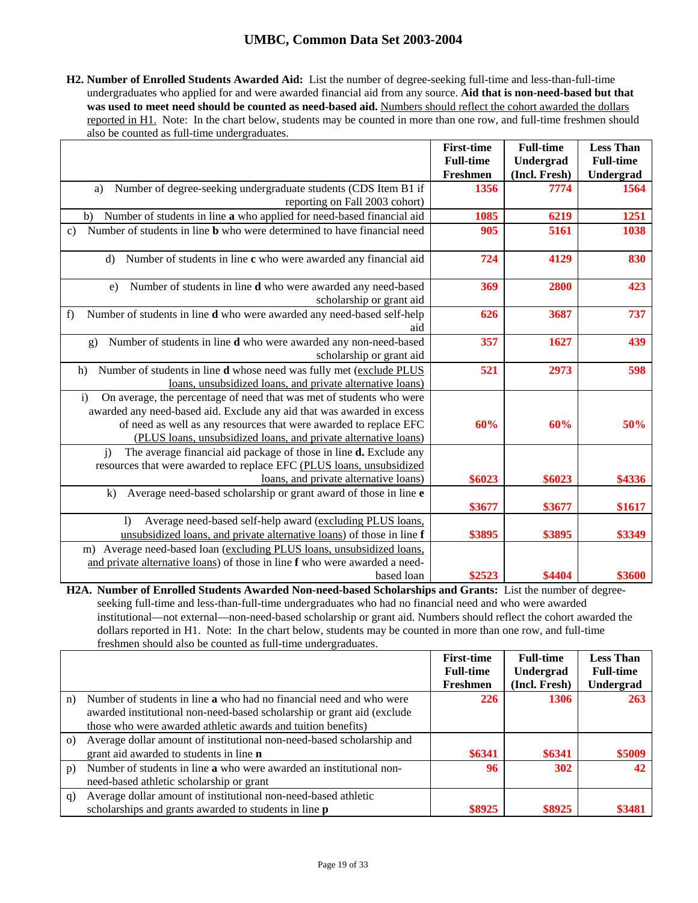**H2. Number of Enrolled Students Awarded Aid:** List the number of degree-seeking full-time and less-than-full-time undergraduates who applied for and were awarded financial aid from any source. **Aid that is non-need-based but that was used to meet need should be counted as need-based aid.** Numbers should reflect the cohort awarded the dollars reported in H1. Note: In the chart below, students may be counted in more than one row, and full-time freshmen should also be counted as full-time undergraduates.

| | First-time Full-time Freshmen | Full-time Undergrad (Incl. Fresh) | Less Than Full-time Undergrad |
|---|---|---|---|
| a) Number of degree-seeking undergraduate students (CDS Item B1 if reporting on Fall 2003 cohort) | 1356 | 7774 | 1564 |
| b) Number of students in line **a** who applied for need-based financial aid | 1085 | 6219 | 1251 |
| c) Number of students in line **b** who were determined to have financial need | 905 | 5161 | 1038 |
| d) Number of students in line **c** who were awarded any financial aid | 724 | 4129 | 830 |
| e) Number of students in line **d** who were awarded any need-based scholarship or grant aid | 369 | 2800 | 423 |
| f) Number of students in line **d** who were awarded any need-based self-help aid | 626 | 3687 | 737 |
| g) Number of students in line **d** who were awarded any non-need-based scholarship or grant aid | 357 | 1627 | 439 |
| h) Number of students in line **d** whose need was fully met (exclude PLUS loans, unsubsidized loans, and private alternative loans) | 521 | 2973 | 598 |
| i) On average, the percentage of need that was met of students who were awarded any need-based aid. Exclude any aid that was awarded in excess of need as well as any resources that were awarded to replace EFC (PLUS loans, unsubsidized loans, and private alternative loans) | 60% | 60% | 50% |
| j) The average financial aid package of those in line **d.** Exclude any resources that were awarded to replace EFC (PLUS loans, unsubsidized loans, and private alternative loans) | $6023 | $6023 | $4336 |
| k) Average need-based scholarship or grant award of those in line **e** | $3677 | $3677 | $1617 |
| l) Average need-based self-help award (excluding PLUS loans, unsubsidized loans, and private alternative loans) of those in line **f** | $3895 | $3895 | $3349 |
| m) Average need-based loan (excluding PLUS loans, unsubsidized loans, and private alternative loans) of those in line **f** who were awarded a need-based loan | $2523 | $4404 | $3600 |

**H2A. Number of Enrolled Students Awarded Non-need-based Scholarships and Grants:** List the number of degree-seeking full-time and less-than-full-time undergraduates who had no financial need and who were awarded institutional—not external—non-need-based scholarship or grant aid. Numbers should reflect the cohort awarded the dollars reported in H1. Note: In the chart below, students may be counted in more than one row, and full-time freshmen should also be counted as full-time undergraduates.

| | First-time Full-time Freshmen | Full-time Undergrad (Incl. Fresh) | Less Than Full-time Undergrad |
|---|---|---|---|
| n) Number of students in line **a** who had no financial need and who were awarded institutional non-need-based scholarship or grant aid (exclude those who were awarded athletic awards and tuition benefits) | 226 | 1306 | 263 |
| o) Average dollar amount of institutional non-need-based scholarship and grant aid awarded to students in line **n** | $6341 | $6341 | $5009 |
| p) Number of students in line **a** who were awarded an institutional non-need-based athletic scholarship or grant | 96 | 302 | 42 |
| q) Average dollar amount of institutional non-need-based athletic scholarships and grants awarded to students in line **p** | $8925 | $8925 | $3481 |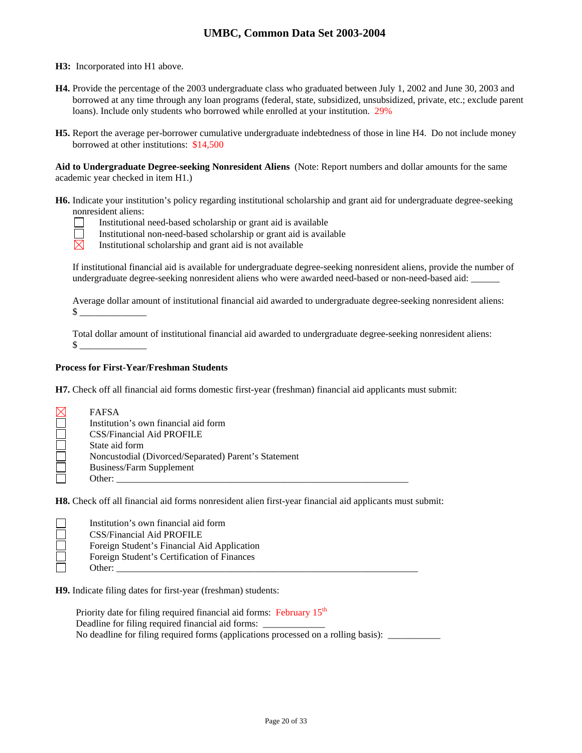**H3:** Incorporated into H1 above.

**H4.** Provide the percentage of the 2003 undergraduate class who graduated between July 1, 2002 and June 30, 2003 and borrowed at any time through any loan programs (federal, state, subsidized, unsubsidized, private, etc.; exclude parent loans). Include only students who borrowed while enrolled at your institution. 29%

**H5.** Report the average per-borrower cumulative undergraduate indebtedness of those in line H4. Do not include money borrowed at other institutions: $14,500

**Aid to Undergraduate Degree-seeking Nonresident Aliens** (Note: Report numbers and dollar amounts for the same academic year checked in item H1.)

**H6.** Indicate your institution's policy regarding institutional scholarship and grant aid for undergraduate degree-seeking nonresident aliens:

- [ ] Institutional need-based scholarship or grant aid is available
- [ ] Institutional non-need-based scholarship or grant aid is available
- [x] Institutional scholarship and grant aid is not available

If institutional financial aid is available for undergraduate degree-seeking nonresident aliens, provide the number of undergraduate degree-seeking nonresident aliens who were awarded need-based or non-need-based aid: ______

Average dollar amount of institutional financial aid awarded to undergraduate degree-seeking nonresident aliens: $ ______________

Total dollar amount of institutional financial aid awarded to undergraduate degree-seeking nonresident aliens: $ ______________

**Process for First-Year/Freshman Students**

**H7.** Check off all financial aid forms domestic first-year (freshman) financial aid applicants must submit:

- [x] FAFSA
- [ ] Institution's own financial aid form
- [ ] CSS/Financial Aid PROFILE
- [ ] State aid form
- [ ] Noncustodial (Divorced/Separated) Parent's Statement
- [ ] Business/Farm Supplement
- [ ] Other: ______________________________________________________________

**H8.** Check off all financial aid forms nonresident alien first-year financial aid applicants must submit:

- [ ] Institution's own financial aid form
- [ ] CSS/Financial Aid PROFILE
- [ ] Foreign Student's Financial Aid Application
- [ ] Foreign Student's Certification of Finances
- [ ] Other: ______________________________________________________________

**H9.** Indicate filing dates for first-year (freshman) students:

Priority date for filing required financial aid forms: February 15th

Deadline for filing required financial aid forms: _____________

No deadline for filing required forms (applications processed on a rolling basis): ___________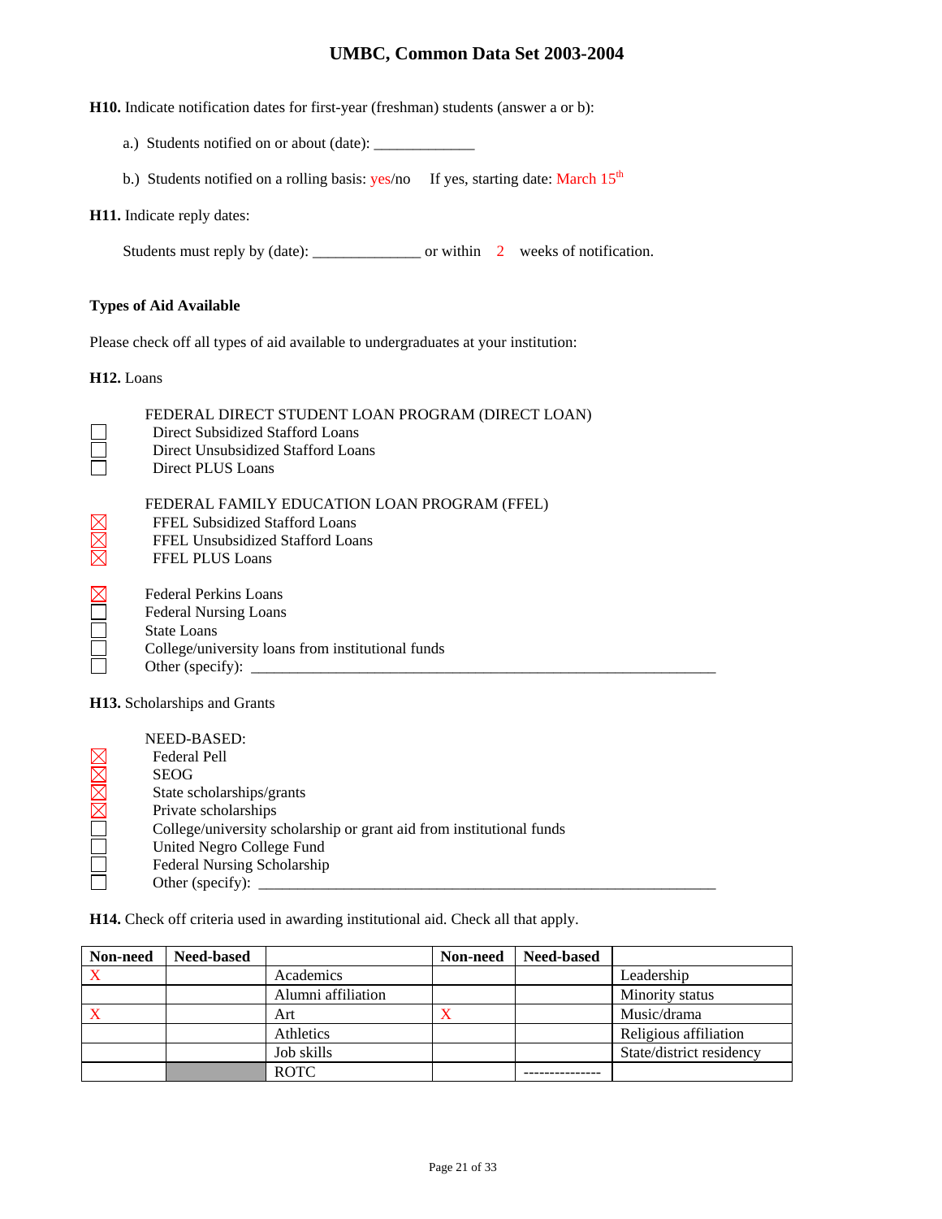**H10.** Indicate notification dates for first-year (freshman) students (answer a or b):

a.) Students notified on or about (date): _____________

b.) Students notified on a rolling basis: yes/no If yes, starting date: March 15th

**H11.** Indicate reply dates:

Students must reply by (date): ______________ or within 2 weeks of notification.

**Types of Aid Available**

Please check off all types of aid available to undergraduates at your institution:

**H12.** Loans

FEDERAL DIRECT STUDENT LOAN PROGRAM (DIRECT LOAN)

- ☐ Direct Subsidized Stafford Loans
- ☐ Direct Unsubsidized Stafford Loans
- ☐ Direct PLUS Loans

FEDERAL FAMILY EDUCATION LOAN PROGRAM (FFEL)

- ☒ FFEL Subsidized Stafford Loans
- ☒ FFEL Unsubsidized Stafford Loans
- ☒ FFEL PLUS Loans

- ☒ Federal Perkins Loans
- ☐ Federal Nursing Loans
- ☐ State Loans
- ☐ College/university loans from institutional funds
- ☐ Other (specify): _______________________________________________________________

**H13.** Scholarships and Grants

NEED-BASED:

- ☒ Federal Pell
- ☒ SEOG
- ☒ State scholarships/grants
- ☒ Private scholarships
- ☐ College/university scholarship or grant aid from institutional funds
- ☐ United Negro College Fund
- ☐ Federal Nursing Scholarship
- ☐ Other (specify): _____________________________________________________________

**H14.** Check off criteria used in awarding institutional aid. Check all that apply.

| Non-need | Need-based | | Non-need | Need-based | |
|---|---|---|---|---|---|
| X | | Academics | | | Leadership |
| | | Alumni affiliation | | | Minority status |
| X | | Art | X | | Music/drama |
| | | Athletics | | | Religious affiliation |
| | | Job skills | | | State/district residency |
| | | ROTC | | --------------- | |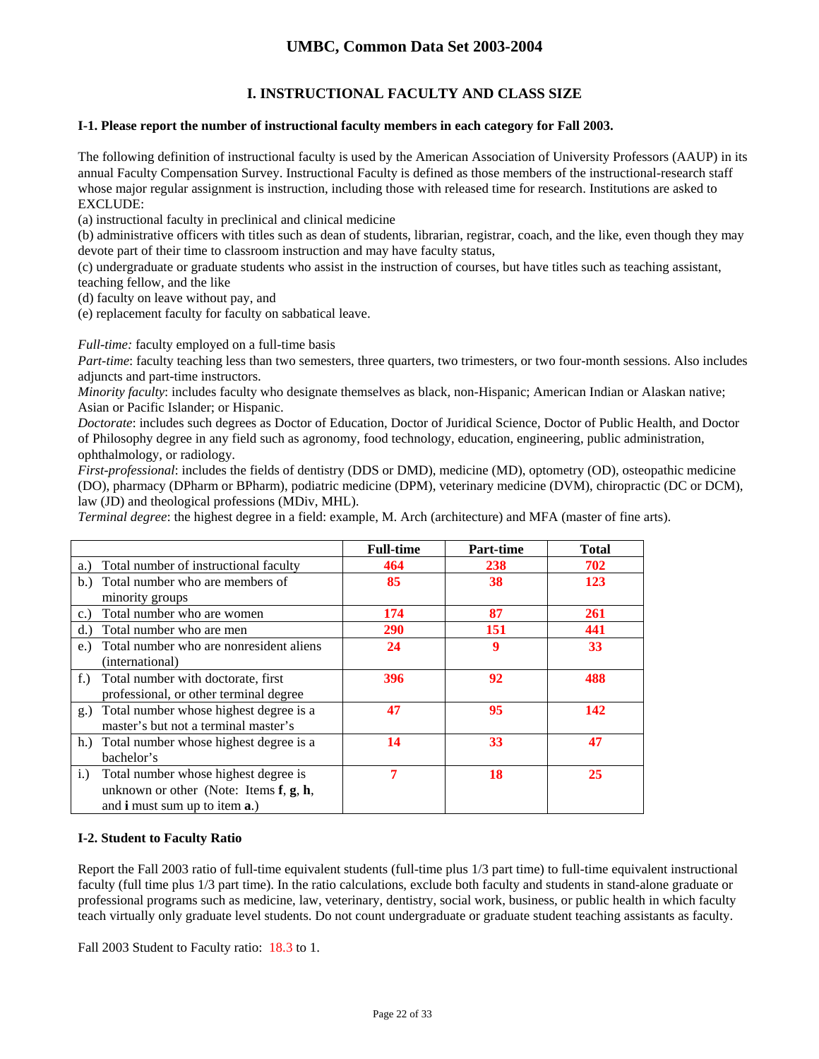# UMBC, Common Data Set 2003-2004

## I. INSTRUCTIONAL FACULTY AND CLASS SIZE

### I-1. Please report the number of instructional faculty members in each category for Fall 2003.

The following definition of instructional faculty is used by the American Association of University Professors (AAUP) in its annual Faculty Compensation Survey. Instructional Faculty is defined as those members of the instructional-research staff whose major regular assignment is instruction, including those with released time for research. Institutions are asked to EXCLUDE:

(a) instructional faculty in preclinical and clinical medicine
(b) administrative officers with titles such as dean of students, librarian, registrar, coach, and the like, even though they may devote part of their time to classroom instruction and may have faculty status,
(c) undergraduate or graduate students who assist in the instruction of courses, but have titles such as teaching assistant, teaching fellow, and the like
(d) faculty on leave without pay, and
(e) replacement faculty for faculty on sabbatical leave.

*Full-time:* faculty employed on a full-time basis
*Part-time*: faculty teaching less than two semesters, three quarters, two trimesters, or two four-month sessions. Also includes adjuncts and part-time instructors.
*Minority faculty*: includes faculty who designate themselves as black, non-Hispanic; American Indian or Alaskan native; Asian or Pacific Islander; or Hispanic.
*Doctorate*: includes such degrees as Doctor of Education, Doctor of Juridical Science, Doctor of Public Health, and Doctor of Philosophy degree in any field such as agronomy, food technology, education, engineering, public administration, ophthalmology, or radiology.
*First-professional*: includes the fields of dentistry (DDS or DMD), medicine (MD), optometry (OD), osteopathic medicine (DO), pharmacy (DPharm or BPharm), podiatric medicine (DPM), veterinary medicine (DVM), chiropractic (DC or DCM), law (JD) and theological professions (MDiv, MHL).
*Terminal degree*: the highest degree in a field: example, M. Arch (architecture) and MFA (master of fine arts).

| | Full-time | Part-time | Total |
|---|---|---|---|
| a.) Total number of instructional faculty | 464 | 238 | 702 |
| b.) Total number who are members of minority groups | 85 | 38 | 123 |
| c.) Total number who are women | 174 | 87 | 261 |
| d.) Total number who are men | 290 | 151 | 441 |
| e.) Total number who are nonresident aliens (international) | 24 | 9 | 33 |
| f.) Total number with doctorate, first professional, or other terminal degree | 396 | 92 | 488 |
| g.) Total number whose highest degree is a master's but not a terminal master's | 47 | 95 | 142 |
| h.) Total number whose highest degree is a bachelor's | 14 | 33 | 47 |
| i.) Total number whose highest degree is unknown or other (Note: Items **f**, **g**, **h**, and **i** must sum up to item **a**.) | 7 | 18 | 25 |

### I-2. Student to Faculty Ratio

Report the Fall 2003 ratio of full-time equivalent students (full-time plus 1/3 part time) to full-time equivalent instructional faculty (full time plus 1/3 part time). In the ratio calculations, exclude both faculty and students in stand-alone graduate or professional programs such as medicine, law, veterinary, dentistry, social work, business, or public health in which faculty teach virtually only graduate level students. Do not count undergraduate or graduate student teaching assistants as faculty.

Fall 2003 Student to Faculty ratio: 18.3 to 1.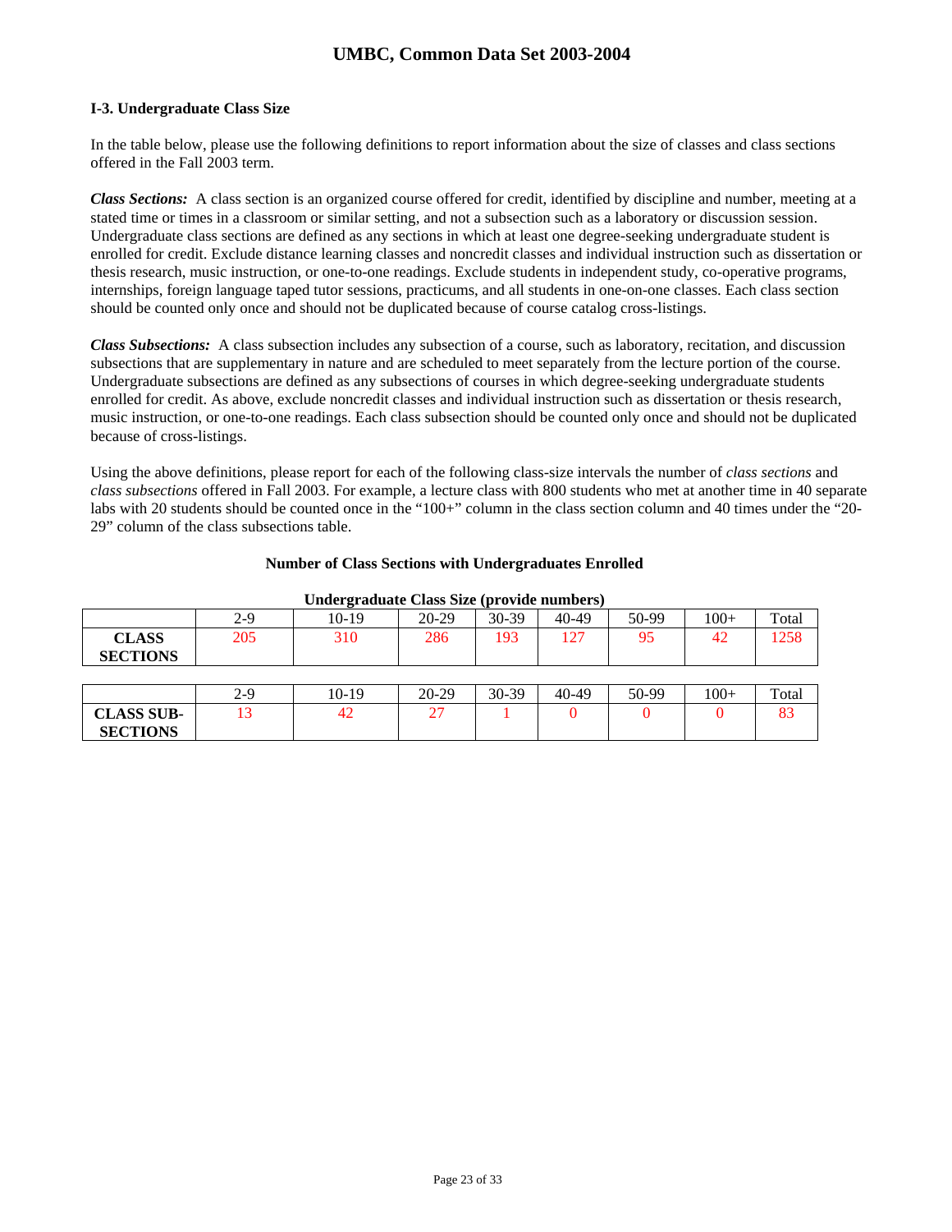### I-3. Undergraduate Class Size

In the table below, please use the following definitions to report information about the size of classes and class sections offered in the Fall 2003 term.

***Class Sections:*** A class section is an organized course offered for credit, identified by discipline and number, meeting at a stated time or times in a classroom or similar setting, and not a subsection such as a laboratory or discussion session. Undergraduate class sections are defined as any sections in which at least one degree-seeking undergraduate student is enrolled for credit. Exclude distance learning classes and noncredit classes and individual instruction such as dissertation or thesis research, music instruction, or one-to-one readings. Exclude students in independent study, co-operative programs, internships, foreign language taped tutor sessions, practicums, and all students in one-on-one classes. Each class section should be counted only once and should not be duplicated because of course catalog cross-listings.

***Class Subsections:*** A class subsection includes any subsection of a course, such as laboratory, recitation, and discussion subsections that are supplementary in nature and are scheduled to meet separately from the lecture portion of the course. Undergraduate subsections are defined as any subsections of courses in which degree-seeking undergraduate students enrolled for credit. As above, exclude noncredit classes and individual instruction such as dissertation or thesis research, music instruction, or one-to-one readings. Each class subsection should be counted only once and should not be duplicated because of cross-listings.

Using the above definitions, please report for each of the following class-size intervals the number of *class sections* and *class subsections* offered in Fall 2003. For example, a lecture class with 800 students who met at another time in 40 separate labs with 20 students should be counted once in the "100+" column in the class section column and 40 times under the "20-29" column of the class subsections table.

**Number of Class Sections with Undergraduates Enrolled**

**Undergraduate Class Size (provide numbers)**

| | 2-9 | 10-19 | 20-29 | 30-39 | 40-49 | 50-99 | 100+ | Total |
|---|---|---|---|---|---|---|---|---|
| **CLASS SECTIONS** | 205 | 310 | 286 | 193 | 127 | 95 | 42 | 1258 |

| | 2-9 | 10-19 | 20-29 | 30-39 | 40-49 | 50-99 | 100+ | Total |
|---|---|---|---|---|---|---|---|---|
| **CLASS SUB-SECTIONS** | 13 | 42 | 27 | 1 | 0 | 0 | 0 | 83 |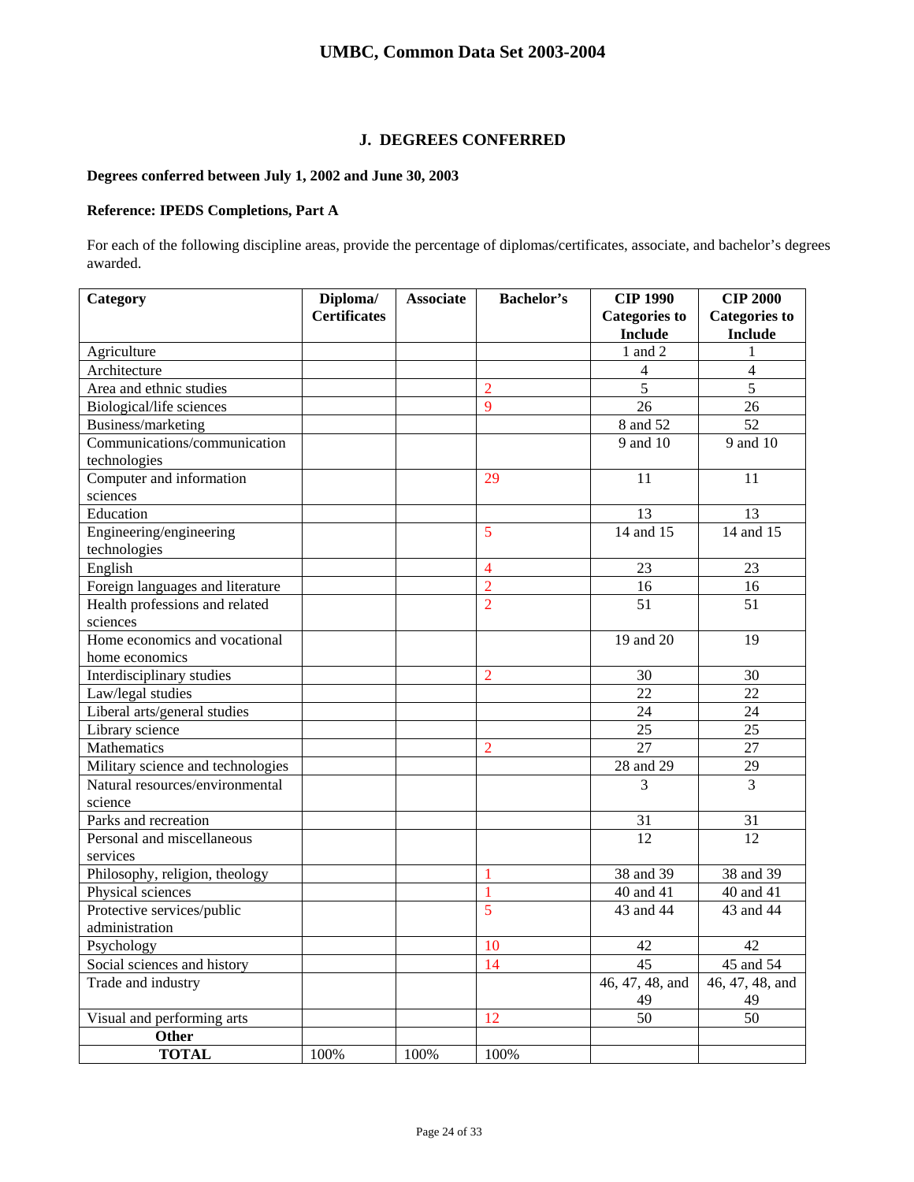## J. DEGREES CONFERRED

**Degrees conferred between July 1, 2002 and June 30, 2003**

**Reference: IPEDS Completions, Part A**

For each of the following discipline areas, provide the percentage of diplomas/certificates, associate, and bachelor's degrees awarded.

| Category | Diploma/ Certificates | Associate | Bachelor's | CIP 1990 Categories to Include | CIP 2000 Categories to Include |
|---|---|---|---|---|---|
| Agriculture | | | | 1 and 2 | 1 |
| Architecture | | | | 4 | 4 |
| Area and ethnic studies | | | 2 | 5 | 5 |
| Biological/life sciences | | | 9 | 26 | 26 |
| Business/marketing | | | | 8 and 52 | 52 |
| Communications/communication technologies | | | | 9 and 10 | 9 and 10 |
| Computer and information sciences | | | 29 | 11 | 11 |
| Education | | | | 13 | 13 |
| Engineering/engineering technologies | | | 5 | 14 and 15 | 14 and 15 |
| English | | | 4 | 23 | 23 |
| Foreign languages and literature | | | 2 | 16 | 16 |
| Health professions and related sciences | | | 2 | 51 | 51 |
| Home economics and vocational home economics | | | | 19 and 20 | 19 |
| Interdisciplinary studies | | | 2 | 30 | 30 |
| Law/legal studies | | | | 22 | 22 |
| Liberal arts/general studies | | | | 24 | 24 |
| Library science | | | | 25 | 25 |
| Mathematics | | | 2 | 27 | 27 |
| Military science and technologies | | | | 28 and 29 | 29 |
| Natural resources/environmental science | | | | 3 | 3 |
| Parks and recreation | | | | 31 | 31 |
| Personal and miscellaneous services | | | | 12 | 12 |
| Philosophy, religion, theology | | | 1 | 38 and 39 | 38 and 39 |
| Physical sciences | | | 1 | 40 and 41 | 40 and 41 |
| Protective services/public administration | | | 5 | 43 and 44 | 43 and 44 |
| Psychology | | | 10 | 42 | 42 |
| Social sciences and history | | | 14 | 45 | 45 and 54 |
| Trade and industry | | | | 46, 47, 48, and 49 | 46, 47, 48, and 49 |
| Visual and performing arts | | | 12 | 50 | 50 |
| **Other** | | | | | |
| **TOTAL** | 100% | 100% | 100% | | |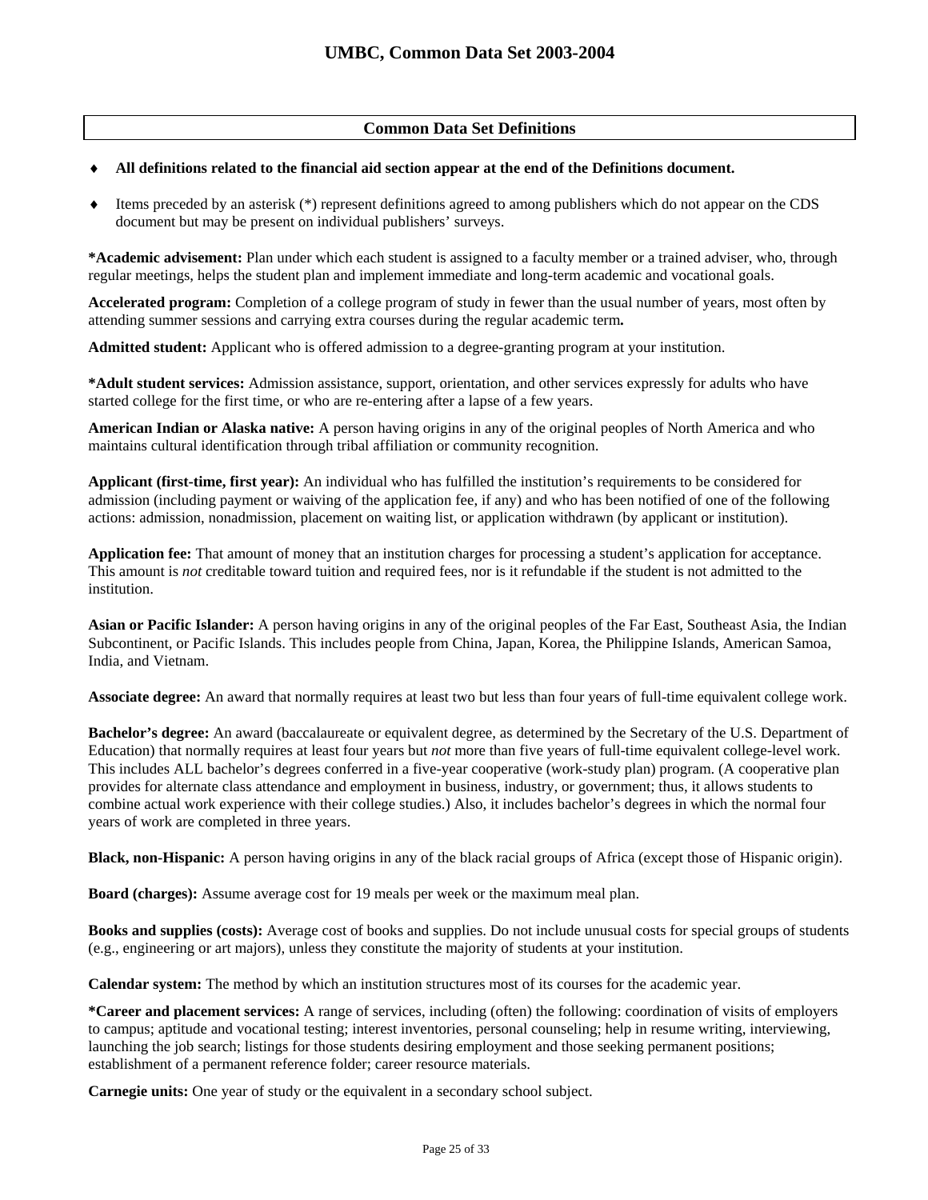## Common Data Set Definitions

- **All definitions related to the financial aid section appear at the end of the Definitions document.**
- Items preceded by an asterisk (*) represent definitions agreed to among publishers which do not appear on the CDS document but may be present on individual publishers' surveys.

***Academic advisement:** Plan under which each student is assigned to a faculty member or a trained adviser, who, through regular meetings, helps the student plan and implement immediate and long-term academic and vocational goals.

**Accelerated program:** Completion of a college program of study in fewer than the usual number of years, most often by attending summer sessions and carrying extra courses during the regular academic term**.**

**Admitted student:** Applicant who is offered admission to a degree-granting program at your institution.

***Adult student services:** Admission assistance, support, orientation, and other services expressly for adults who have started college for the first time, or who are re-entering after a lapse of a few years.

**American Indian or Alaska native:** A person having origins in any of the original peoples of North America and who maintains cultural identification through tribal affiliation or community recognition.

**Applicant (first-time, first year):** An individual who has fulfilled the institution's requirements to be considered for admission (including payment or waiving of the application fee, if any) and who has been notified of one of the following actions: admission, nonadmission, placement on waiting list, or application withdrawn (by applicant or institution).

**Application fee:** That amount of money that an institution charges for processing a student's application for acceptance. This amount is *not* creditable toward tuition and required fees, nor is it refundable if the student is not admitted to the institution.

**Asian or Pacific Islander:** A person having origins in any of the original peoples of the Far East, Southeast Asia, the Indian Subcontinent, or Pacific Islands. This includes people from China, Japan, Korea, the Philippine Islands, American Samoa, India, and Vietnam.

**Associate degree:** An award that normally requires at least two but less than four years of full-time equivalent college work.

**Bachelor's degree:** An award (baccalaureate or equivalent degree, as determined by the Secretary of the U.S. Department of Education) that normally requires at least four years but *not* more than five years of full-time equivalent college-level work. This includes ALL bachelor's degrees conferred in a five-year cooperative (work-study plan) program. (A cooperative plan provides for alternate class attendance and employment in business, industry, or government; thus, it allows students to combine actual work experience with their college studies.) Also, it includes bachelor's degrees in which the normal four years of work are completed in three years.

**Black, non-Hispanic:** A person having origins in any of the black racial groups of Africa (except those of Hispanic origin).

**Board (charges):** Assume average cost for 19 meals per week or the maximum meal plan.

**Books and supplies (costs):** Average cost of books and supplies. Do not include unusual costs for special groups of students (e.g., engineering or art majors), unless they constitute the majority of students at your institution.

**Calendar system:** The method by which an institution structures most of its courses for the academic year.

***Career and placement services:** A range of services, including (often) the following: coordination of visits of employers to campus; aptitude and vocational testing; interest inventories, personal counseling; help in resume writing, interviewing, launching the job search; listings for those students desiring employment and those seeking permanent positions; establishment of a permanent reference folder; career resource materials.

**Carnegie units:** One year of study or the equivalent in a secondary school subject.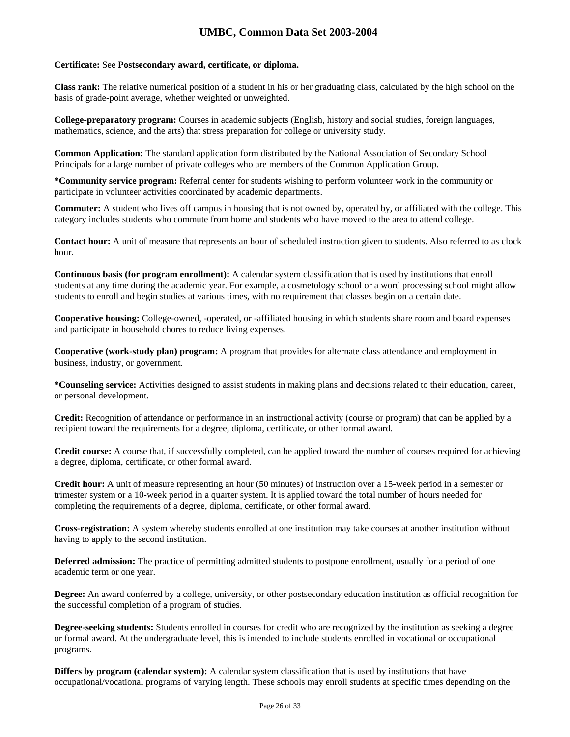**Certificate:** See **Postsecondary award, certificate, or diploma.**

**Class rank:** The relative numerical position of a student in his or her graduating class, calculated by the high school on the basis of grade-point average, whether weighted or unweighted.

**College-preparatory program:** Courses in academic subjects (English, history and social studies, foreign languages, mathematics, science, and the arts) that stress preparation for college or university study.

**Common Application:** The standard application form distributed by the National Association of Secondary School Principals for a large number of private colleges who are members of the Common Application Group.

**\*Community service program:** Referral center for students wishing to perform volunteer work in the community or participate in volunteer activities coordinated by academic departments.

**Commuter:** A student who lives off campus in housing that is not owned by, operated by, or affiliated with the college. This category includes students who commute from home and students who have moved to the area to attend college.

**Contact hour:** A unit of measure that represents an hour of scheduled instruction given to students. Also referred to as clock hour.

**Continuous basis (for program enrollment):** A calendar system classification that is used by institutions that enroll students at any time during the academic year. For example, a cosmetology school or a word processing school might allow students to enroll and begin studies at various times, with no requirement that classes begin on a certain date.

**Cooperative housing:** College-owned, -operated, or -affiliated housing in which students share room and board expenses and participate in household chores to reduce living expenses.

**Cooperative (work-study plan) program:** A program that provides for alternate class attendance and employment in business, industry, or government.

**\*Counseling service:** Activities designed to assist students in making plans and decisions related to their education, career, or personal development.

**Credit:** Recognition of attendance or performance in an instructional activity (course or program) that can be applied by a recipient toward the requirements for a degree, diploma, certificate, or other formal award.

**Credit course:** A course that, if successfully completed, can be applied toward the number of courses required for achieving a degree, diploma, certificate, or other formal award.

**Credit hour:** A unit of measure representing an hour (50 minutes) of instruction over a 15-week period in a semester or trimester system or a 10-week period in a quarter system. It is applied toward the total number of hours needed for completing the requirements of a degree, diploma, certificate, or other formal award.

**Cross-registration:** A system whereby students enrolled at one institution may take courses at another institution without having to apply to the second institution.

**Deferred admission:** The practice of permitting admitted students to postpone enrollment, usually for a period of one academic term or one year.

**Degree:** An award conferred by a college, university, or other postsecondary education institution as official recognition for the successful completion of a program of studies.

**Degree-seeking students:** Students enrolled in courses for credit who are recognized by the institution as seeking a degree or formal award. At the undergraduate level, this is intended to include students enrolled in vocational or occupational programs.

**Differs by program (calendar system):** A calendar system classification that is used by institutions that have occupational/vocational programs of varying length. These schools may enroll students at specific times depending on the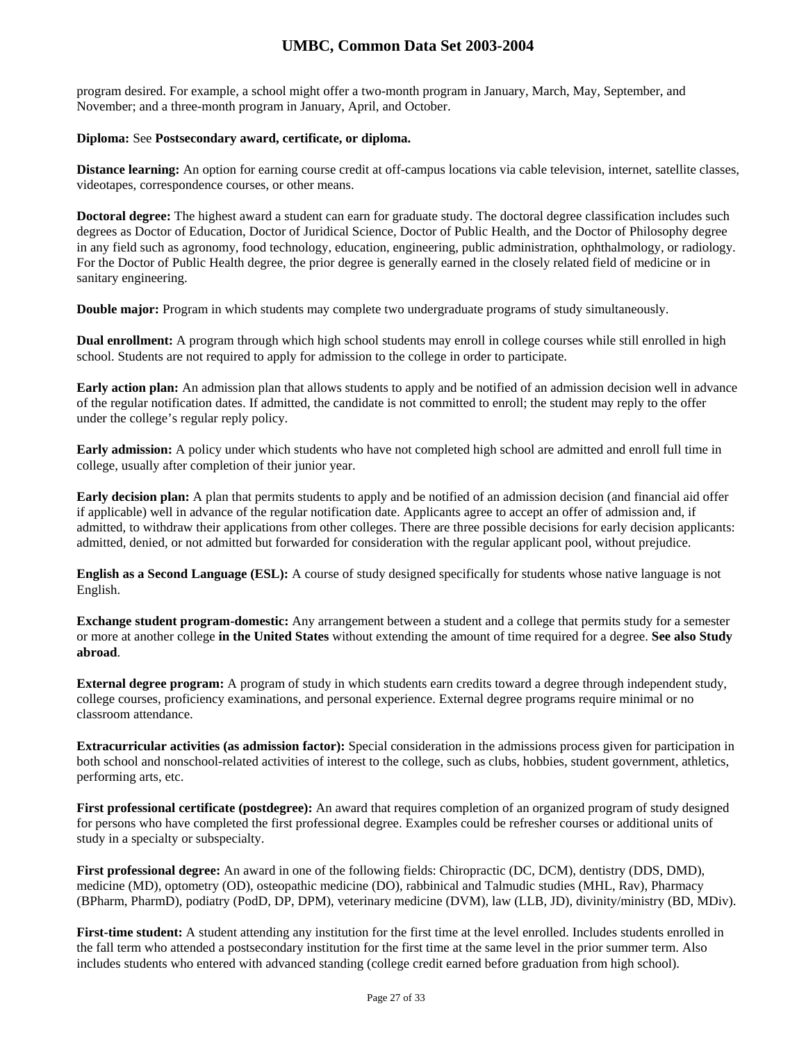program desired. For example, a school might offer a two-month program in January, March, May, September, and November; and a three-month program in January, April, and October.

**Diploma:** See **Postsecondary award, certificate, or diploma.**

**Distance learning:** An option for earning course credit at off-campus locations via cable television, internet, satellite classes, videotapes, correspondence courses, or other means.

**Doctoral degree:** The highest award a student can earn for graduate study. The doctoral degree classification includes such degrees as Doctor of Education, Doctor of Juridical Science, Doctor of Public Health, and the Doctor of Philosophy degree in any field such as agronomy, food technology, education, engineering, public administration, ophthalmology, or radiology. For the Doctor of Public Health degree, the prior degree is generally earned in the closely related field of medicine or in sanitary engineering.

**Double major:** Program in which students may complete two undergraduate programs of study simultaneously.

**Dual enrollment:** A program through which high school students may enroll in college courses while still enrolled in high school. Students are not required to apply for admission to the college in order to participate.

**Early action plan:** An admission plan that allows students to apply and be notified of an admission decision well in advance of the regular notification dates. If admitted, the candidate is not committed to enroll; the student may reply to the offer under the college's regular reply policy.

**Early admission:** A policy under which students who have not completed high school are admitted and enroll full time in college, usually after completion of their junior year.

**Early decision plan:** A plan that permits students to apply and be notified of an admission decision (and financial aid offer if applicable) well in advance of the regular notification date. Applicants agree to accept an offer of admission and, if admitted, to withdraw their applications from other colleges. There are three possible decisions for early decision applicants: admitted, denied, or not admitted but forwarded for consideration with the regular applicant pool, without prejudice.

**English as a Second Language (ESL):** A course of study designed specifically for students whose native language is not English.

**Exchange student program-domestic:** Any arrangement between a student and a college that permits study for a semester or more at another college **in the United States** without extending the amount of time required for a degree. **See also Study abroad**.

**External degree program:** A program of study in which students earn credits toward a degree through independent study, college courses, proficiency examinations, and personal experience. External degree programs require minimal or no classroom attendance.

**Extracurricular activities (as admission factor):** Special consideration in the admissions process given for participation in both school and nonschool-related activities of interest to the college, such as clubs, hobbies, student government, athletics, performing arts, etc.

**First professional certificate (postdegree):** An award that requires completion of an organized program of study designed for persons who have completed the first professional degree. Examples could be refresher courses or additional units of study in a specialty or subspecialty.

**First professional degree:** An award in one of the following fields: Chiropractic (DC, DCM), dentistry (DDS, DMD), medicine (MD), optometry (OD), osteopathic medicine (DO), rabbinical and Talmudic studies (MHL, Rav), Pharmacy (BPharm, PharmD), podiatry (PodD, DP, DPM), veterinary medicine (DVM), law (LLB, JD), divinity/ministry (BD, MDiv).

**First-time student:** A student attending any institution for the first time at the level enrolled. Includes students enrolled in the fall term who attended a postsecondary institution for the first time at the same level in the prior summer term. Also includes students who entered with advanced standing (college credit earned before graduation from high school).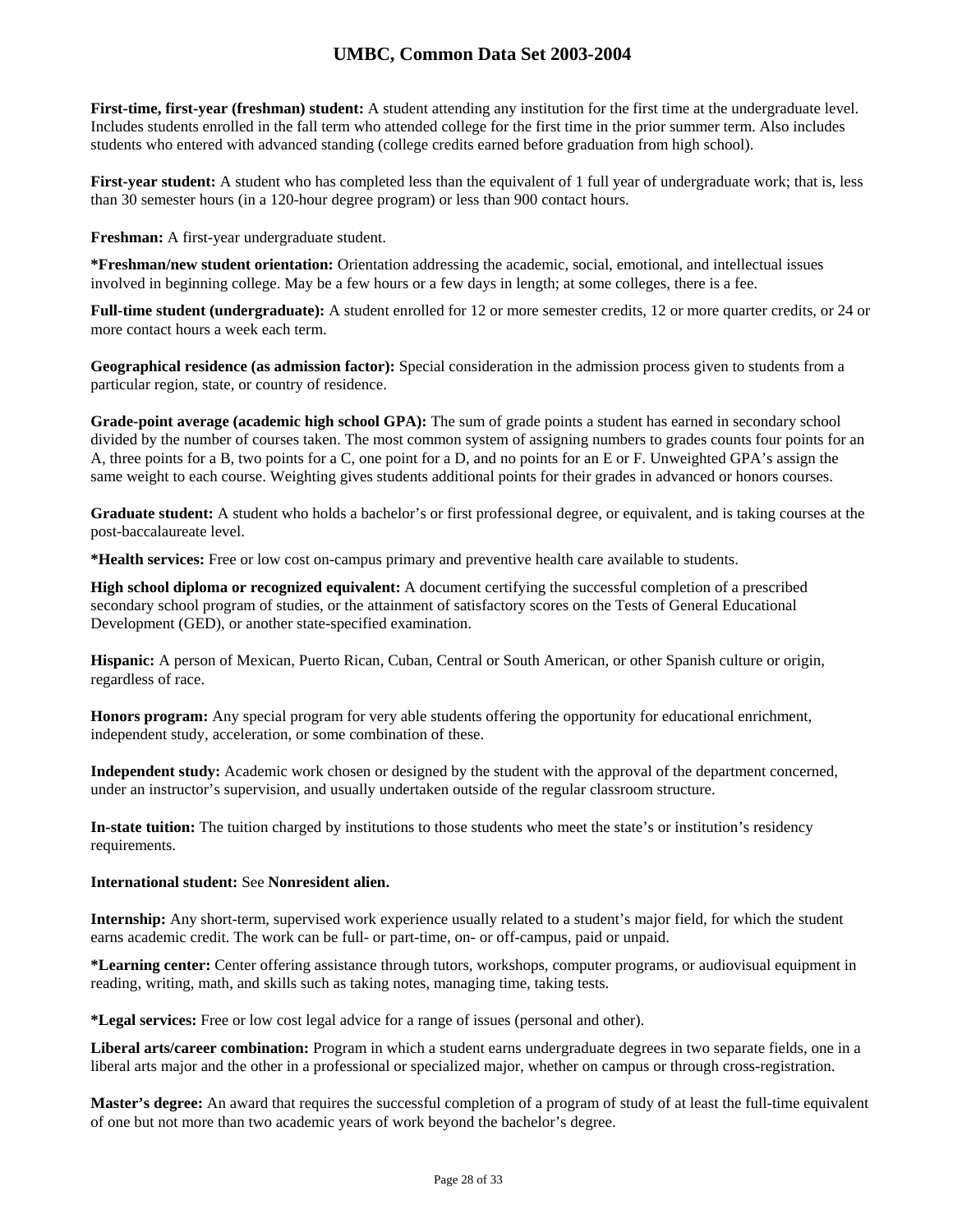**First-time, first-year (freshman) student:** A student attending any institution for the first time at the undergraduate level. Includes students enrolled in the fall term who attended college for the first time in the prior summer term. Also includes students who entered with advanced standing (college credits earned before graduation from high school).

**First-year student:** A student who has completed less than the equivalent of 1 full year of undergraduate work; that is, less than 30 semester hours (in a 120-hour degree program) or less than 900 contact hours.

**Freshman:** A first-year undergraduate student.

***Freshman/new student orientation:** Orientation addressing the academic, social, emotional, and intellectual issues involved in beginning college. May be a few hours or a few days in length; at some colleges, there is a fee.

**Full-time student (undergraduate):** A student enrolled for 12 or more semester credits, 12 or more quarter credits, or 24 or more contact hours a week each term.

**Geographical residence (as admission factor):** Special consideration in the admission process given to students from a particular region, state, or country of residence.

**Grade-point average (academic high school GPA):** The sum of grade points a student has earned in secondary school divided by the number of courses taken. The most common system of assigning numbers to grades counts four points for an A, three points for a B, two points for a C, one point for a D, and no points for an E or F. Unweighted GPA's assign the same weight to each course. Weighting gives students additional points for their grades in advanced or honors courses.

**Graduate student:** A student who holds a bachelor's or first professional degree, or equivalent, and is taking courses at the post-baccalaureate level.

***Health services:** Free or low cost on-campus primary and preventive health care available to students.

**High school diploma or recognized equivalent:** A document certifying the successful completion of a prescribed secondary school program of studies, or the attainment of satisfactory scores on the Tests of General Educational Development (GED), or another state-specified examination.

**Hispanic:** A person of Mexican, Puerto Rican, Cuban, Central or South American, or other Spanish culture or origin, regardless of race.

**Honors program:** Any special program for very able students offering the opportunity for educational enrichment, independent study, acceleration, or some combination of these.

**Independent study:** Academic work chosen or designed by the student with the approval of the department concerned, under an instructor's supervision, and usually undertaken outside of the regular classroom structure.

**In-state tuition:** The tuition charged by institutions to those students who meet the state's or institution's residency requirements.

**International student:** See **Nonresident alien.**

**Internship:** Any short-term, supervised work experience usually related to a student's major field, for which the student earns academic credit. The work can be full- or part-time, on- or off-campus, paid or unpaid.

***Learning center:** Center offering assistance through tutors, workshops, computer programs, or audiovisual equipment in reading, writing, math, and skills such as taking notes, managing time, taking tests.

***Legal services:** Free or low cost legal advice for a range of issues (personal and other).

**Liberal arts/career combination:** Program in which a student earns undergraduate degrees in two separate fields, one in a liberal arts major and the other in a professional or specialized major, whether on campus or through cross-registration.

**Master's degree:** An award that requires the successful completion of a program of study of at least the full-time equivalent of one but not more than two academic years of work beyond the bachelor's degree.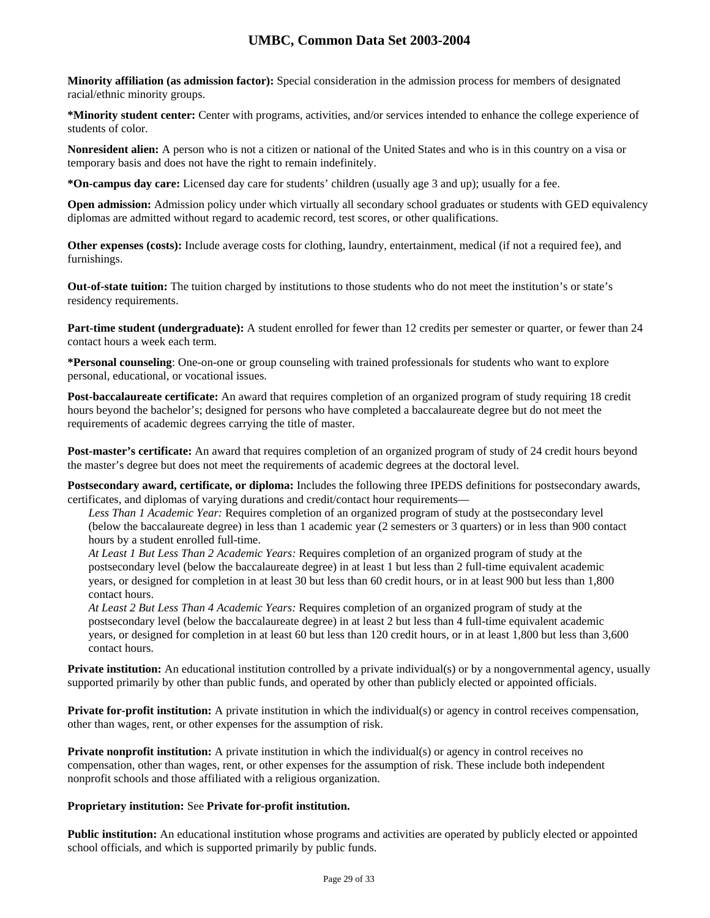**Minority affiliation (as admission factor):** Special consideration in the admission process for members of designated racial/ethnic minority groups.

***Minority student center:** Center with programs, activities, and/or services intended to enhance the college experience of students of color.

**Nonresident alien:** A person who is not a citizen or national of the United States and who is in this country on a visa or temporary basis and does not have the right to remain indefinitely.

***On-campus day care:** Licensed day care for students' children (usually age 3 and up); usually for a fee.

**Open admission:** Admission policy under which virtually all secondary school graduates or students with GED equivalency diplomas are admitted without regard to academic record, test scores, or other qualifications.

**Other expenses (costs):** Include average costs for clothing, laundry, entertainment, medical (if not a required fee), and furnishings.

**Out-of-state tuition:** The tuition charged by institutions to those students who do not meet the institution's or state's residency requirements.

**Part-time student (undergraduate):** A student enrolled for fewer than 12 credits per semester or quarter, or fewer than 24 contact hours a week each term.

***Personal counseling**: One-on-one or group counseling with trained professionals for students who want to explore personal, educational, or vocational issues.

**Post-baccalaureate certificate:** An award that requires completion of an organized program of study requiring 18 credit hours beyond the bachelor's; designed for persons who have completed a baccalaureate degree but do not meet the requirements of academic degrees carrying the title of master.

**Post-master's certificate:** An award that requires completion of an organized program of study of 24 credit hours beyond the master's degree but does not meet the requirements of academic degrees at the doctoral level.

**Postsecondary award, certificate, or diploma:** Includes the following three IPEDS definitions for postsecondary awards, certificates, and diplomas of varying durations and credit/contact hour requirements—

*Less Than 1 Academic Year:* Requires completion of an organized program of study at the postsecondary level (below the baccalaureate degree) in less than 1 academic year (2 semesters or 3 quarters) or in less than 900 contact hours by a student enrolled full-time.

*At Least 1 But Less Than 2 Academic Years:* Requires completion of an organized program of study at the postsecondary level (below the baccalaureate degree) in at least 1 but less than 2 full-time equivalent academic years, or designed for completion in at least 30 but less than 60 credit hours, or in at least 900 but less than 1,800 contact hours.

*At Least 2 But Less Than 4 Academic Years:* Requires completion of an organized program of study at the postsecondary level (below the baccalaureate degree) in at least 2 but less than 4 full-time equivalent academic years, or designed for completion in at least 60 but less than 120 credit hours, or in at least 1,800 but less than 3,600 contact hours.

**Private institution:** An educational institution controlled by a private individual(s) or by a nongovernmental agency, usually supported primarily by other than public funds, and operated by other than publicly elected or appointed officials.

**Private for-profit institution:** A private institution in which the individual(s) or agency in control receives compensation, other than wages, rent, or other expenses for the assumption of risk.

**Private nonprofit institution:** A private institution in which the individual(s) or agency in control receives no compensation, other than wages, rent, or other expenses for the assumption of risk. These include both independent nonprofit schools and those affiliated with a religious organization.

**Proprietary institution:** See **Private for-profit institution.**

**Public institution:** An educational institution whose programs and activities are operated by publicly elected or appointed school officials, and which is supported primarily by public funds.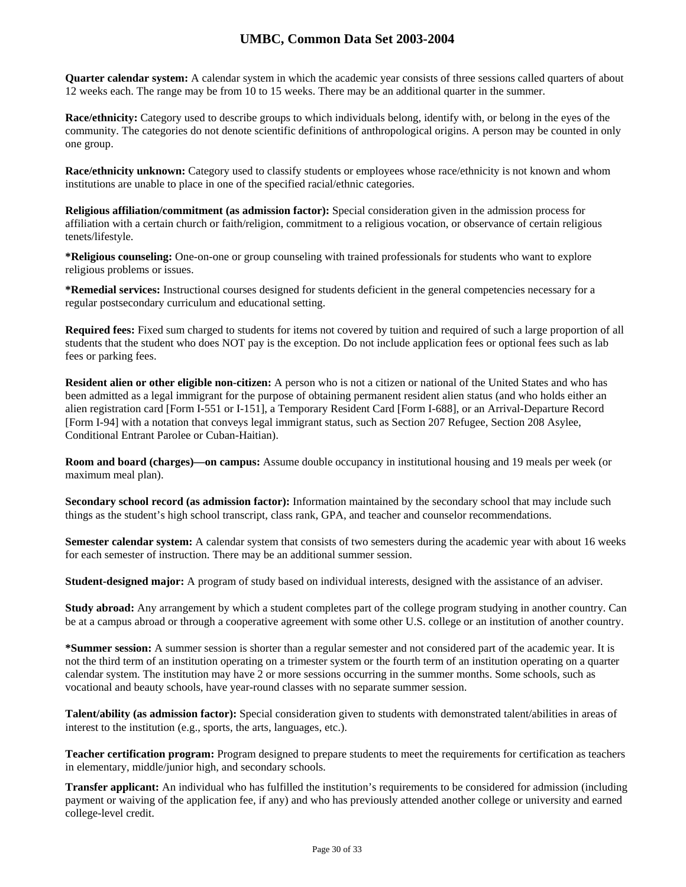**Quarter calendar system:** A calendar system in which the academic year consists of three sessions called quarters of about 12 weeks each. The range may be from 10 to 15 weeks. There may be an additional quarter in the summer.

**Race/ethnicity:** Category used to describe groups to which individuals belong, identify with, or belong in the eyes of the community. The categories do not denote scientific definitions of anthropological origins. A person may be counted in only one group.

**Race/ethnicity unknown:** Category used to classify students or employees whose race/ethnicity is not known and whom institutions are unable to place in one of the specified racial/ethnic categories.

**Religious affiliation/commitment (as admission factor):** Special consideration given in the admission process for affiliation with a certain church or faith/religion, commitment to a religious vocation, or observance of certain religious tenets/lifestyle.

***Religious counseling:** One-on-one or group counseling with trained professionals for students who want to explore religious problems or issues.

***Remedial services:** Instructional courses designed for students deficient in the general competencies necessary for a regular postsecondary curriculum and educational setting.

**Required fees:** Fixed sum charged to students for items not covered by tuition and required of such a large proportion of all students that the student who does NOT pay is the exception. Do not include application fees or optional fees such as lab fees or parking fees.

**Resident alien or other eligible non-citizen:** A person who is not a citizen or national of the United States and who has been admitted as a legal immigrant for the purpose of obtaining permanent resident alien status (and who holds either an alien registration card [Form I-551 or I-151], a Temporary Resident Card [Form I-688], or an Arrival-Departure Record [Form I-94] with a notation that conveys legal immigrant status, such as Section 207 Refugee, Section 208 Asylee, Conditional Entrant Parolee or Cuban-Haitian).

**Room and board (charges)—on campus:** Assume double occupancy in institutional housing and 19 meals per week (or maximum meal plan).

**Secondary school record (as admission factor):** Information maintained by the secondary school that may include such things as the student's high school transcript, class rank, GPA, and teacher and counselor recommendations.

**Semester calendar system:** A calendar system that consists of two semesters during the academic year with about 16 weeks for each semester of instruction. There may be an additional summer session.

**Student-designed major:** A program of study based on individual interests, designed with the assistance of an adviser.

**Study abroad:** Any arrangement by which a student completes part of the college program studying in another country. Can be at a campus abroad or through a cooperative agreement with some other U.S. college or an institution of another country.

***Summer session:** A summer session is shorter than a regular semester and not considered part of the academic year. It is not the third term of an institution operating on a trimester system or the fourth term of an institution operating on a quarter calendar system. The institution may have 2 or more sessions occurring in the summer months. Some schools, such as vocational and beauty schools, have year-round classes with no separate summer session.

**Talent/ability (as admission factor):** Special consideration given to students with demonstrated talent/abilities in areas of interest to the institution (e.g., sports, the arts, languages, etc.).

**Teacher certification program:** Program designed to prepare students to meet the requirements for certification as teachers in elementary, middle/junior high, and secondary schools.

**Transfer applicant:** An individual who has fulfilled the institution's requirements to be considered for admission (including payment or waiving of the application fee, if any) and who has previously attended another college or university and earned college-level credit.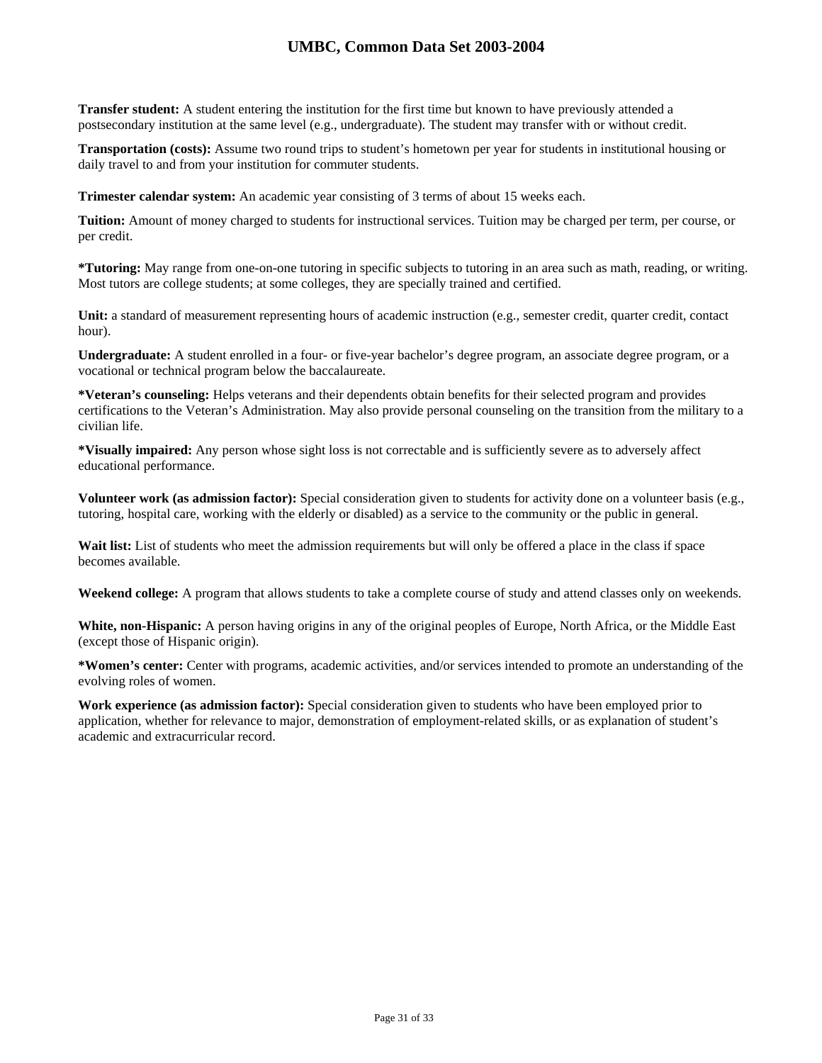**Transfer student:** A student entering the institution for the first time but known to have previously attended a postsecondary institution at the same level (e.g., undergraduate). The student may transfer with or without credit.

**Transportation (costs):** Assume two round trips to student's hometown per year for students in institutional housing or daily travel to and from your institution for commuter students.

**Trimester calendar system:** An academic year consisting of 3 terms of about 15 weeks each.

**Tuition:** Amount of money charged to students for instructional services. Tuition may be charged per term, per course, or per credit.

**\*Tutoring:** May range from one-on-one tutoring in specific subjects to tutoring in an area such as math, reading, or writing. Most tutors are college students; at some colleges, they are specially trained and certified.

**Unit:** a standard of measurement representing hours of academic instruction (e.g., semester credit, quarter credit, contact hour).

**Undergraduate:** A student enrolled in a four- or five-year bachelor's degree program, an associate degree program, or a vocational or technical program below the baccalaureate.

**\*Veteran's counseling:** Helps veterans and their dependents obtain benefits for their selected program and provides certifications to the Veteran's Administration. May also provide personal counseling on the transition from the military to a civilian life.

**\*Visually impaired:** Any person whose sight loss is not correctable and is sufficiently severe as to adversely affect educational performance.

**Volunteer work (as admission factor):** Special consideration given to students for activity done on a volunteer basis (e.g., tutoring, hospital care, working with the elderly or disabled) as a service to the community or the public in general.

**Wait list:** List of students who meet the admission requirements but will only be offered a place in the class if space becomes available.

**Weekend college:** A program that allows students to take a complete course of study and attend classes only on weekends.

**White, non-Hispanic:** A person having origins in any of the original peoples of Europe, North Africa, or the Middle East (except those of Hispanic origin).

**\*Women's center:** Center with programs, academic activities, and/or services intended to promote an understanding of the evolving roles of women.

**Work experience (as admission factor):** Special consideration given to students who have been employed prior to application, whether for relevance to major, demonstration of employment-related skills, or as explanation of student's academic and extracurricular record.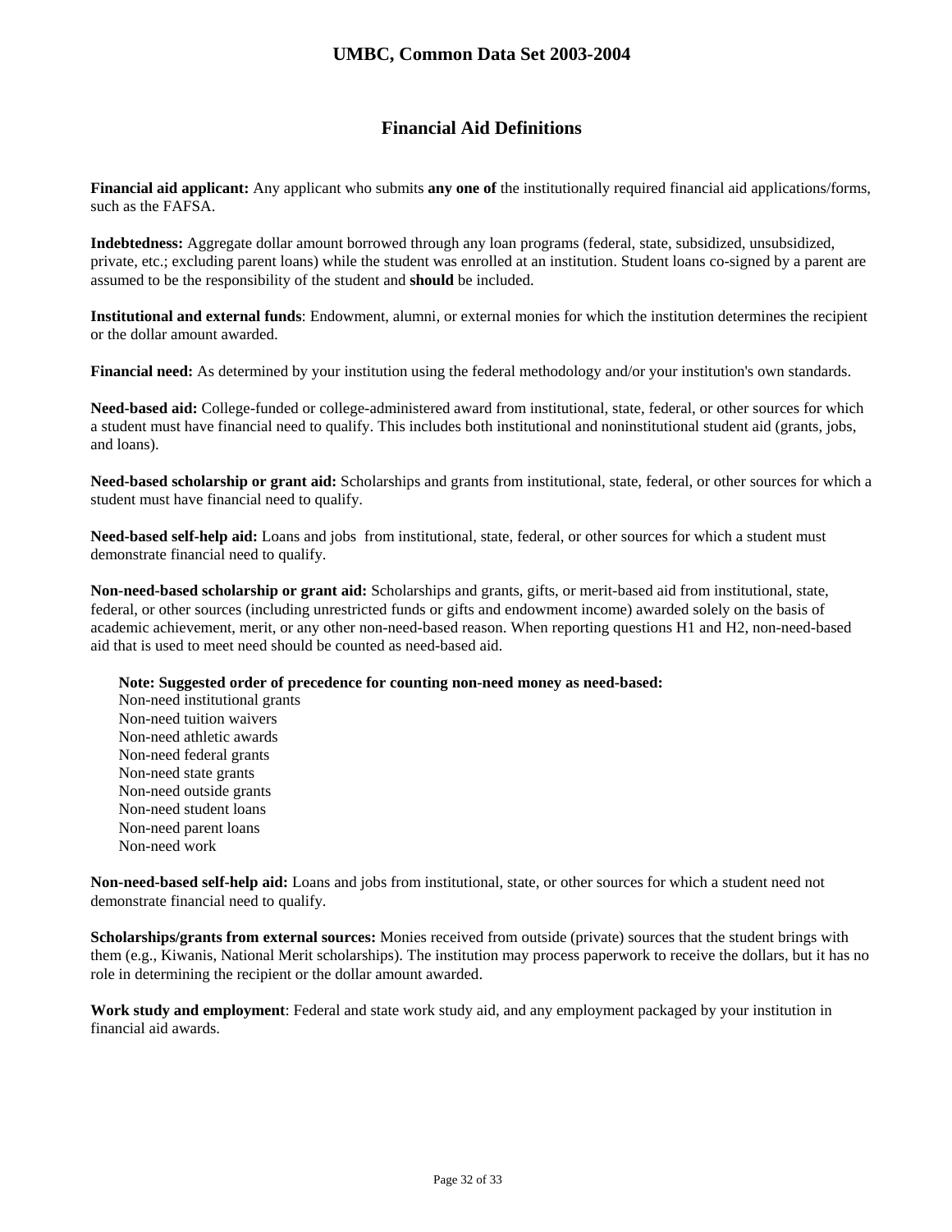## Financial Aid Definitions

**Financial aid applicant:** Any applicant who submits **any one of** the institutionally required financial aid applications/forms, such as the FAFSA.

**Indebtedness:** Aggregate dollar amount borrowed through any loan programs (federal, state, subsidized, unsubsidized, private, etc.; excluding parent loans) while the student was enrolled at an institution. Student loans co-signed by a parent are assumed to be the responsibility of the student and **should** be included.

**Institutional and external funds**: Endowment, alumni, or external monies for which the institution determines the recipient or the dollar amount awarded.

**Financial need:** As determined by your institution using the federal methodology and/or your institution's own standards.

**Need-based aid:** College-funded or college-administered award from institutional, state, federal, or other sources for which a student must have financial need to qualify. This includes both institutional and noninstitutional student aid (grants, jobs, and loans).

**Need-based scholarship or grant aid:** Scholarships and grants from institutional, state, federal, or other sources for which a student must have financial need to qualify.

**Need-based self-help aid:** Loans and jobs from institutional, state, federal, or other sources for which a student must demonstrate financial need to qualify.

**Non-need-based scholarship or grant aid:** Scholarships and grants, gifts, or merit-based aid from institutional, state, federal, or other sources (including unrestricted funds or gifts and endowment income) awarded solely on the basis of academic achievement, merit, or any other non-need-based reason. When reporting questions H1 and H2, non-need-based aid that is used to meet need should be counted as need-based aid.

**Note: Suggested order of precedence for counting non-need money as need-based:**
Non-need institutional grants
Non-need tuition waivers
Non-need athletic awards
Non-need federal grants
Non-need state grants
Non-need outside grants
Non-need student loans
Non-need parent loans
Non-need work

**Non-need-based self-help aid:** Loans and jobs from institutional, state, or other sources for which a student need not demonstrate financial need to qualify.

**Scholarships/grants from external sources:** Monies received from outside (private) sources that the student brings with them (e.g., Kiwanis, National Merit scholarships). The institution may process paperwork to receive the dollars, but it has no role in determining the recipient or the dollar amount awarded.

**Work study and employment**: Federal and state work study aid, and any employment packaged by your institution in financial aid awards.